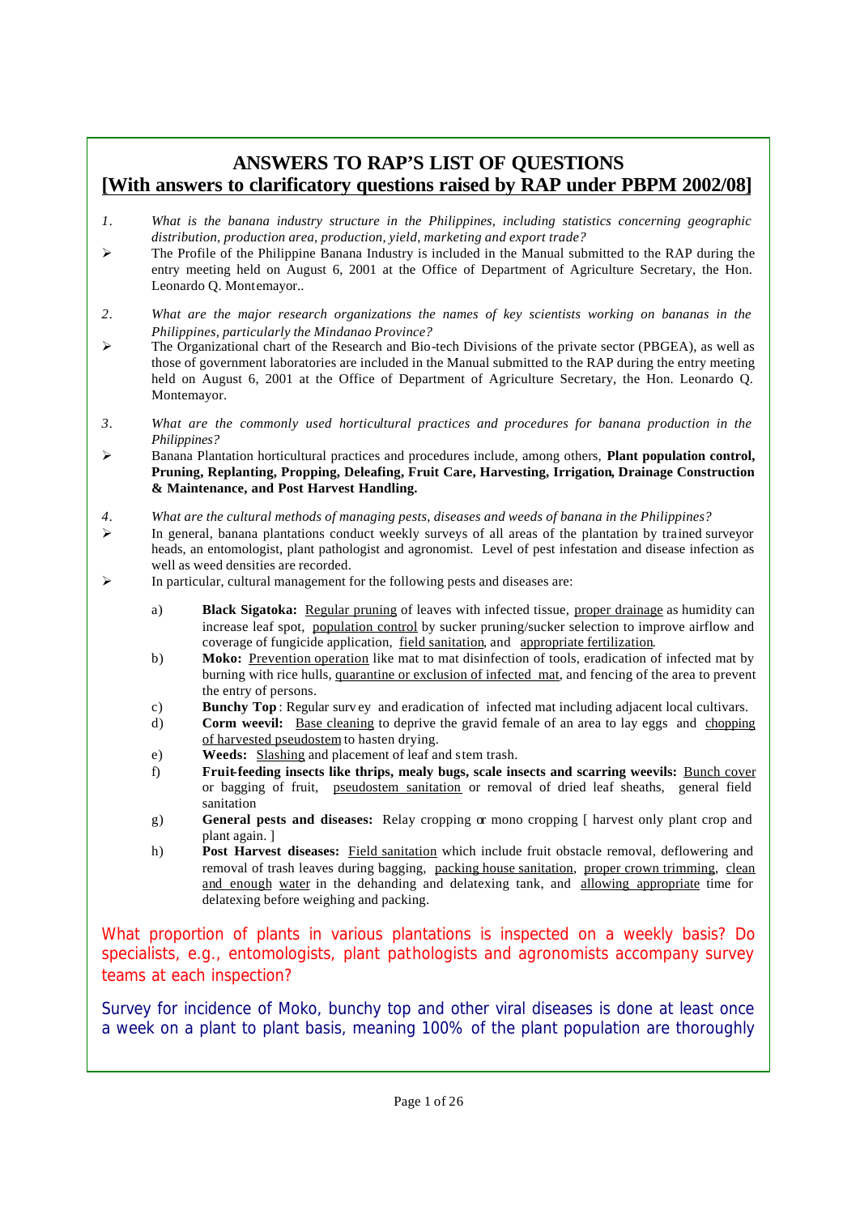# ANSWERS TO RAP'S LIST OF QUESTIONS
## [With answers to clarificatory questions raised by RAP under PBPM 2002/08]

1. *What is the banana industry structure in the Philippines, including statistics concerning geographic distribution, production area, production, yield, marketing and export trade?*

➢ The Profile of the Philippine Banana Industry is included in the Manual submitted to the RAP during the entry meeting held on August 6, 2001 at the Office of Department of Agriculture Secretary, the Hon. Leonardo Q. Montemayor..

2. *What are the major research organizations the names of key scientists working on bananas in the Philippines, particularly the Mindanao Province?*

➢ The Organizational chart of the Research and Bio-tech Divisions of the private sector (PBGEA), as well as those of government laboratories are included in the Manual submitted to the RAP during the entry meeting held on August 6, 2001 at the Office of Department of Agriculture Secretary, the Hon. Leonardo Q. Montemayor.

3. *What are the commonly used horticultural practices and procedures for banana production in the Philippines?*

➢ Banana Plantation horticultural practices and procedures include, among others, **Plant population control, Pruning, Replanting, Propping, Deleafing, Fruit Care, Harvesting, Irrigation, Drainage Construction & Maintenance, and Post Harvest Handling.**

4. *What are the cultural methods of managing pests, diseases and weeds of banana in the Philippines?*

➢ In general, banana plantations conduct weekly surveys of all areas of the plantation by trained surveyor heads, an entomologist, plant pathologist and agronomist. Level of pest infestation and disease infection as well as weed densities are recorded.

➢ In particular, cultural management for the following pests and diseases are:

a) **Black Sigatoka:** Regular pruning of leaves with infected tissue, proper drainage as humidity can increase leaf spot, population control by sucker pruning/sucker selection to improve airflow and coverage of fungicide application, field sanitation, and appropriate fertilization.

b) **Moko:** Prevention operation like mat to mat disinfection of tools, eradication of infected mat by burning with rice hulls, quarantine or exclusion of infected mat, and fencing of the area to prevent the entry of persons.

c) **Bunchy Top**: Regular survey and eradication of infected mat including adjacent local cultivars.

d) **Corm weevil:** Base cleaning to deprive the gravid female of an area to lay eggs and chopping of harvested pseudostem to hasten drying.

e) **Weeds:** Slashing and placement of leaf and stem trash.

f) **Fruit-feeding insects like thrips, mealy bugs, scale insects and scarring weevils:** Bunch cover or bagging of fruit, pseudostem sanitation or removal of dried leaf sheaths, general field sanitation

g) **General pests and diseases:** Relay cropping or mono cropping [ harvest only plant crop and plant again. ]

h) **Post Harvest diseases:** Field sanitation which include fruit obstacle removal, deflowering and removal of trash leaves during bagging, packing house sanitation, proper crown trimming, clean and enough water in the dehanding and delatexing tank, and allowing appropriate time for delatexing before weighing and packing.

What proportion of plants in various plantations is inspected on a weekly basis? Do specialists, e.g., entomologists, plant pathologists and agronomists accompany survey teams at each inspection?

Survey for incidence of Moko, bunchy top and other viral diseases is done at least once a week on a plant to plant basis, meaning 100% of the plant population are thoroughly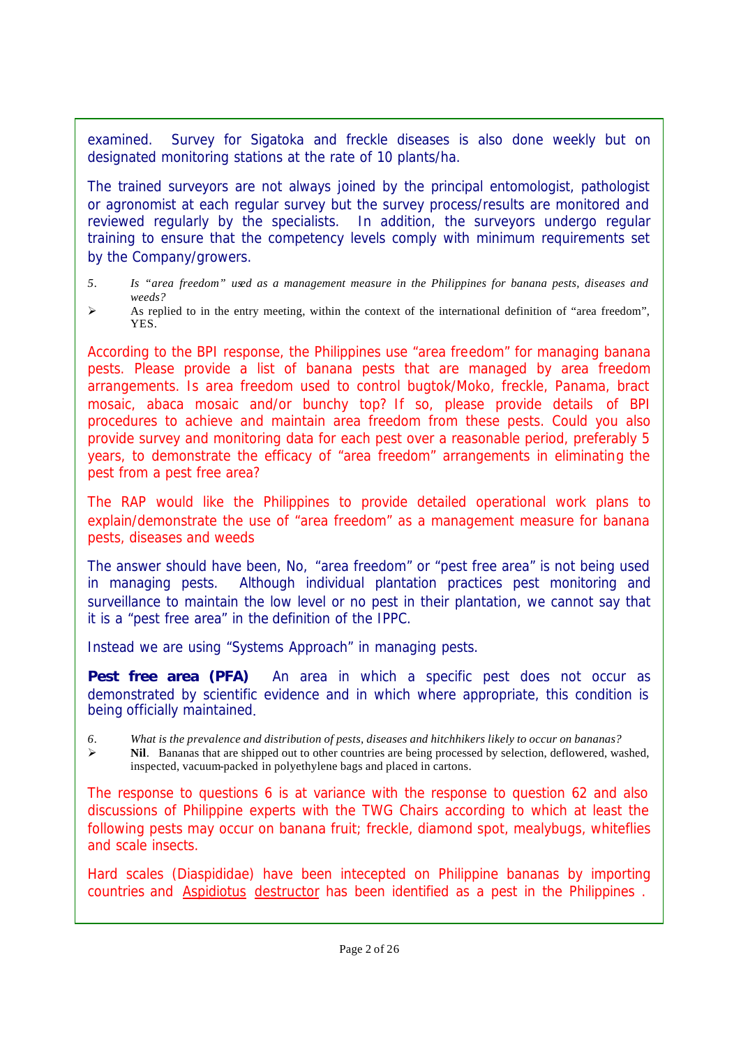examined. Survey for Sigatoka and freckle diseases is also done weekly but on designated monitoring stations at the rate of 10 plants/ha.

The trained surveyors are not always joined by the principal entomologist, pathologist or agronomist at each regular survey but the survey process/results are monitored and reviewed regularly by the specialists. In addition, the surveyors undergo regular training to ensure that the competency levels comply with minimum requirements set by the Company/growers.

5. *Is "area freedom" used as a management measure in the Philippines for banana pests, diseases and weeds?*

➢ As replied to in the entry meeting, within the context of the international definition of "area freedom", YES.

According to the BPI response, the Philippines use "area freedom" for managing banana pests. Please provide a list of banana pests that are managed by area freedom arrangements. Is area freedom used to control bugtok/Moko, freckle, Panama, bract mosaic, abaca mosaic and/or bunchy top? If so, please provide details of BPI procedures to achieve and maintain area freedom from these pests. Could you also provide survey and monitoring data for each pest over a reasonable period, preferably 5 years, to demonstrate the efficacy of "area freedom" arrangements in eliminating the pest from a pest free area?

The RAP would like the Philippines to provide detailed operational work plans to explain/demonstrate the use of "area freedom" as a management measure for banana pests, diseases and weeds

The answer should have been, No, "area freedom" or "pest free area" is not being used in managing pests. Although individual plantation practices pest monitoring and surveillance to maintain the low level or no pest in their plantation, we cannot say that it is a "pest free area" in the definition of the IPPC.

Instead we are using "Systems Approach" in managing pests.

**Pest free area (PFA)** An area in which a specific pest does not occur as demonstrated by scientific evidence and in which where appropriate, this condition is being officially maintained.

6. *What is the prevalence and distribution of pests, diseases and hitchhikers likely to occur on bananas?*

➢ **Nil**. Bananas that are shipped out to other countries are being processed by selection, deflowered, washed, inspected, vacuum-packed in polyethylene bags and placed in cartons.

The response to questions 6 is at variance with the response to question 62 and also discussions of Philippine experts with the TWG Chairs according to which at least the following pests may occur on banana fruit; freckle, diamond spot, mealybugs, whiteflies and scale insects.

Hard scales (Diaspididae) have been intecepted on Philippine bananas by importing countries and Aspidiotus destructor has been identified as a pest in the Philippines .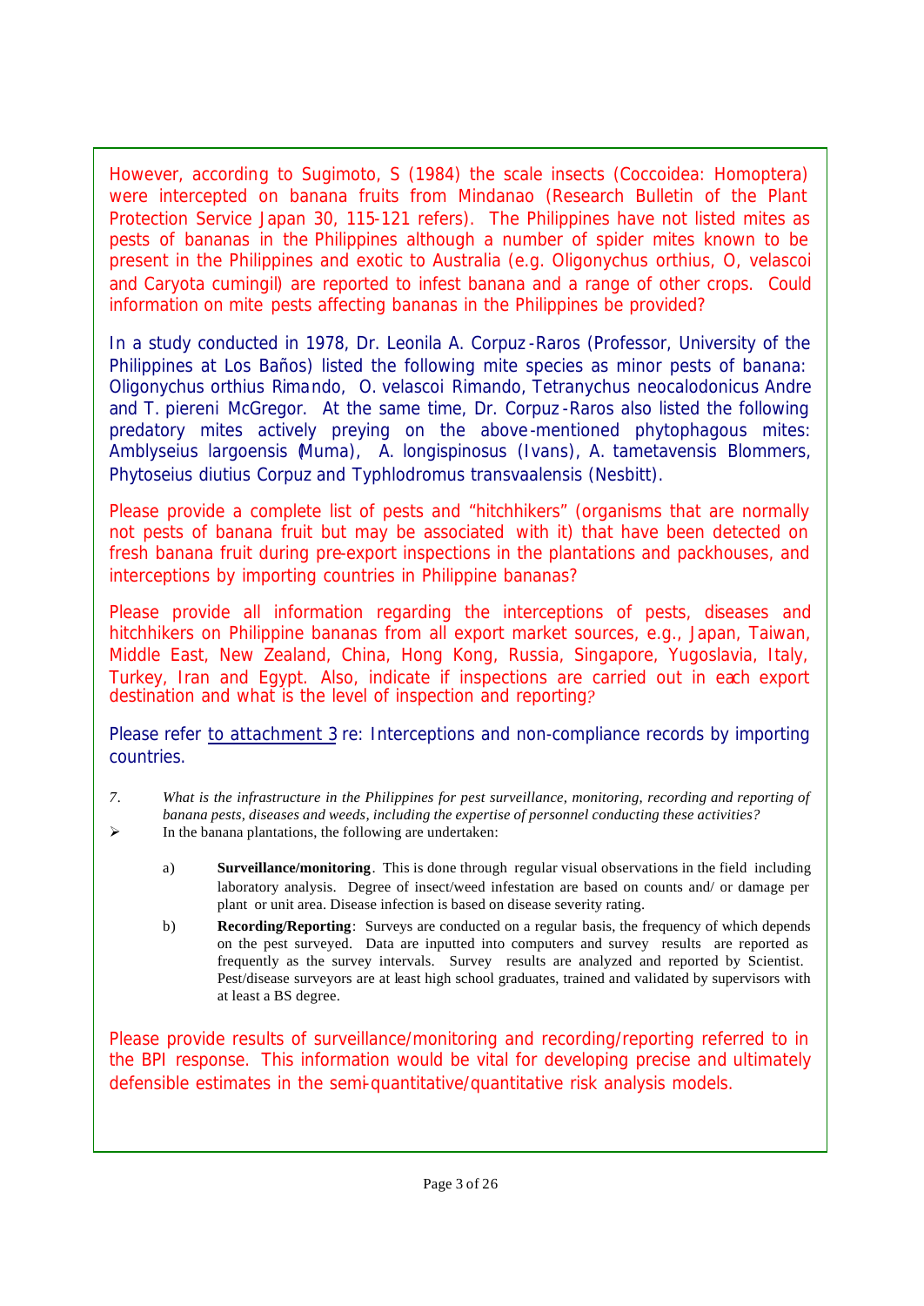However, according to Sugimoto, S (1984) the scale insects (Coccoidea: Homoptera) were intercepted on banana fruits from Mindanao (Research Bulletin of the Plant Protection Service Japan 30, 115-121 refers). The Philippines have not listed mites as pests of bananas in the Philippines although a number of spider mites known to be present in the Philippines and exotic to Australia (e.g. Oligonychus orthius, O, velascoi and Caryota cumingil) are reported to infest banana and a range of other crops. Could information on mite pests affecting bananas in the Philippines be provided?

In a study conducted in 1978, Dr. Leonila A. Corpuz-Raros (Professor, University of the Philippines at Los Baños) listed the following mite species as minor pests of banana: Oligonychus orthius Rimando, O. velascoi Rimando, Tetranychus neocalodonicus Andre and T. piereni McGregor. At the same time, Dr. Corpuz-Raros also listed the following predatory mites actively preying on the above-mentioned phytophagous mites: Amblyseius largoensis (Muma), A. longispinosus (Ivans), A. tametavensis Blommers, Phytoseius diutius Corpuz and Typhlodromus transvaalensis (Nesbitt).

Please provide a complete list of pests and "hitchhikers" (organisms that are normally not pests of banana fruit but may be associated with it) that have been detected on fresh banana fruit during pre-export inspections in the plantations and packhouses, and interceptions by importing countries in Philippine bananas?

Please provide all information regarding the interceptions of pests, diseases and hitchhikers on Philippine bananas from all export market sources, e.g., Japan, Taiwan, Middle East, New Zealand, China, Hong Kong, Russia, Singapore, Yugoslavia, Italy, Turkey, Iran and Egypt. Also, indicate if inspections are carried out in each export destination and what is the level of inspection and reporting?

Please refer to attachment 3 re: Interceptions and non-compliance records by importing countries.

7. *What is the infrastructure in the Philippines for pest surveillance, monitoring, recording and reporting of banana pests, diseases and weeds, including the expertise of personnel conducting these activities?*

➢ In the banana plantations, the following are undertaken:

a) **Surveillance/monitoring**. This is done through regular visual observations in the field including laboratory analysis. Degree of insect/weed infestation are based on counts and/ or damage per plant or unit area. Disease infection is based on disease severity rating.

b) **Recording/Reporting**: Surveys are conducted on a regular basis, the frequency of which depends on the pest surveyed. Data are inputted into computers and survey results are reported as frequently as the survey intervals. Survey results are analyzed and reported by Scientist. Pest/disease surveyors are at least high school graduates, trained and validated by supervisors with at least a BS degree.

Please provide results of surveillance/monitoring and recording/reporting referred to in the BPI response. This information would be vital for developing precise and ultimately defensible estimates in the semi-quantitative/quantitative risk analysis models.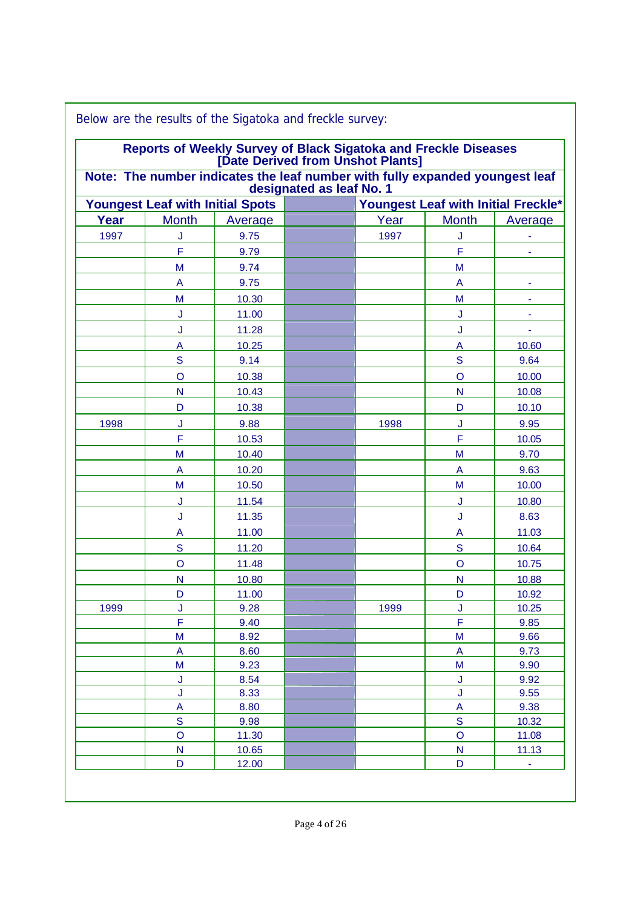Below are the results of the Sigatoka and freckle survey:

**Reports of Weekly Survey of Black Sigatoka and Freckle Diseases [Date Derived from Unshot Plants]**

**Note: The number indicates the leaf number with fully expanded youngest leaf designated as leaf No. 1**

| Youngest Leaf with Initial Spots | | | | Youngest Leaf with Initial Freckle* | | |
|---|---|---|---|---|---|---|
| **Year** | Month | Average | | Year | Month | Average |
| 1997 | J | 9.75 | | 1997 | J | - |
| | F | 9.79 | | | F | - |
| | M | 9.74 | | | M | |
| | A | 9.75 | | | A | - |
| | M | 10.30 | | | M | - |
| | J | 11.00 | | | J | - |
| | J | 11.28 | | | J | - |
| | A | 10.25 | | | A | 10.60 |
| | S | 9.14 | | | S | 9.64 |
| | O | 10.38 | | | O | 10.00 |
| | N | 10.43 | | | N | 10.08 |
| | D | 10.38 | | | D | 10.10 |
| 1998 | J | 9.88 | | 1998 | J | 9.95 |
| | F | 10.53 | | | F | 10.05 |
| | M | 10.40 | | | M | 9.70 |
| | A | 10.20 | | | A | 9.63 |
| | M | 10.50 | | | M | 10.00 |
| | J | 11.54 | | | J | 10.80 |
| | J | 11.35 | | | J | 8.63 |
| | A | 11.00 | | | A | 11.03 |
| | S | 11.20 | | | S | 10.64 |
| | O | 11.48 | | | O | 10.75 |
| | N | 10.80 | | | N | 10.88 |
| | D | 11.00 | | | D | 10.92 |
| 1999 | J | 9.28 | | 1999 | J | 10.25 |
| | F | 9.40 | | | F | 9.85 |
| | M | 8.92 | | | M | 9.66 |
| | A | 8.60 | | | A | 9.73 |
| | M | 9.23 | | | M | 9.90 |
| | J | 8.54 | | | J | 9.92 |
| | J | 8.33 | | | J | 9.55 |
| | A | 8.80 | | | A | 9.38 |
| | S | 9.98 | | | S | 10.32 |
| | O | 11.30 | | | O | 11.08 |
| | N | 10.65 | | | N | 11.13 |
| | D | 12.00 | | | D | - |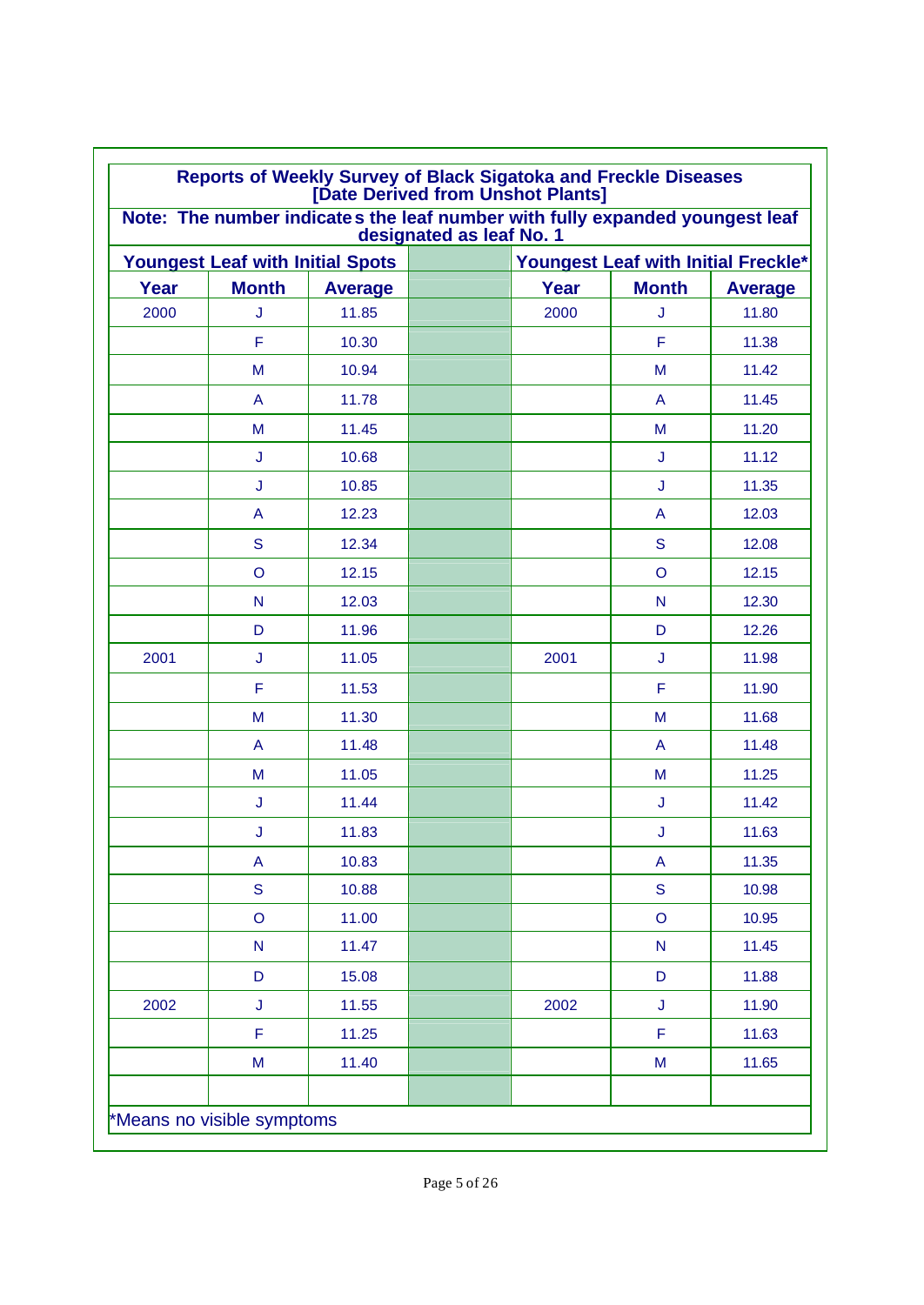## Reports of Weekly Survey of Black Sigatoka and Freckle Diseases [Date Derived from Unshot Plants]

**Note: The number indicates the leaf number with fully expanded youngest leaf designated as leaf No. 1**

| Youngest Leaf with Initial Spots | | | | Youngest Leaf with Initial Freckle* | | |
|---|---|---|---|---|---|---|
| **Year** | **Month** | **Average** | | **Year** | **Month** | **Average** |
| 2000 | J | 11.85 | | 2000 | J | 11.80 |
| | F | 10.30 | | | F | 11.38 |
| | M | 10.94 | | | M | 11.42 |
| | A | 11.78 | | | A | 11.45 |
| | M | 11.45 | | | M | 11.20 |
| | J | 10.68 | | | J | 11.12 |
| | J | 10.85 | | | J | 11.35 |
| | A | 12.23 | | | A | 12.03 |
| | S | 12.34 | | | S | 12.08 |
| | O | 12.15 | | | O | 12.15 |
| | N | 12.03 | | | N | 12.30 |
| | D | 11.96 | | | D | 12.26 |
| 2001 | J | 11.05 | | 2001 | J | 11.98 |
| | F | 11.53 | | | F | 11.90 |
| | M | 11.30 | | | M | 11.68 |
| | A | 11.48 | | | A | 11.48 |
| | M | 11.05 | | | M | 11.25 |
| | J | 11.44 | | | J | 11.42 |
| | J | 11.83 | | | J | 11.63 |
| | A | 10.83 | | | A | 11.35 |
| | S | 10.88 | | | S | 10.98 |
| | O | 11.00 | | | O | 10.95 |
| | N | 11.47 | | | N | 11.45 |
| | D | 15.08 | | | D | 11.88 |
| 2002 | J | 11.55 | | 2002 | J | 11.90 |
| | F | 11.25 | | | F | 11.63 |
| | M | 11.40 | | | M | 11.65 |

*Means no visible symptoms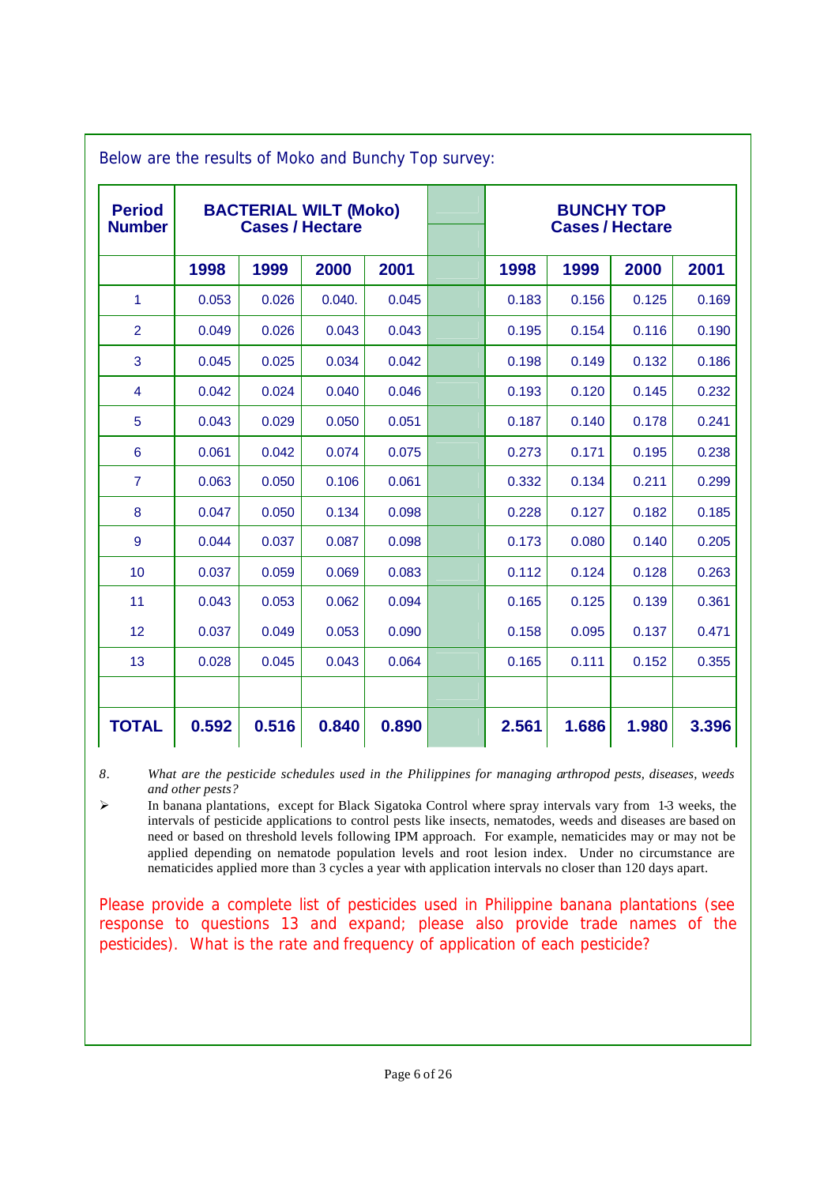Below are the results of Moko and Bunchy Top survey:

| Period Number | BACTERIAL WILT (Moko) Cases / Hectare | | | | | BUNCHY TOP Cases / Hectare | | | |
|---|---|---|---|---|---|---|---|---|---|
| | 1998 | 1999 | 2000 | 2001 | | 1998 | 1999 | 2000 | 2001 |
| 1 | 0.053 | 0.026 | 0.040. | 0.045 | | 0.183 | 0.156 | 0.125 | 0.169 |
| 2 | 0.049 | 0.026 | 0.043 | 0.043 | | 0.195 | 0.154 | 0.116 | 0.190 |
| 3 | 0.045 | 0.025 | 0.034 | 0.042 | | 0.198 | 0.149 | 0.132 | 0.186 |
| 4 | 0.042 | 0.024 | 0.040 | 0.046 | | 0.193 | 0.120 | 0.145 | 0.232 |
| 5 | 0.043 | 0.029 | 0.050 | 0.051 | | 0.187 | 0.140 | 0.178 | 0.241 |
| 6 | 0.061 | 0.042 | 0.074 | 0.075 | | 0.273 | 0.171 | 0.195 | 0.238 |
| 7 | 0.063 | 0.050 | 0.106 | 0.061 | | 0.332 | 0.134 | 0.211 | 0.299 |
| 8 | 0.047 | 0.050 | 0.134 | 0.098 | | 0.228 | 0.127 | 0.182 | 0.185 |
| 9 | 0.044 | 0.037 | 0.087 | 0.098 | | 0.173 | 0.080 | 0.140 | 0.205 |
| 10 | 0.037 | 0.059 | 0.069 | 0.083 | | 0.112 | 0.124 | 0.128 | 0.263 |
| 11 | 0.043 | 0.053 | 0.062 | 0.094 | | 0.165 | 0.125 | 0.139 | 0.361 |
| 12 | 0.037 | 0.049 | 0.053 | 0.090 | | 0.158 | 0.095 | 0.137 | 0.471 |
| 13 | 0.028 | 0.045 | 0.043 | 0.064 | | 0.165 | 0.111 | 0.152 | 0.355 |
| | | | | | | | | | |
| **TOTAL** | **0.592** | **0.516** | **0.840** | **0.890** | | **2.561** | **1.686** | **1.980** | **3.396** |

8. *What are the pesticide schedules used in the Philippines for managing arthropod pests, diseases, weeds and other pests?*

➢ In banana plantations, except for Black Sigatoka Control where spray intervals vary from 1-3 weeks, the intervals of pesticide applications to control pests like insects, nematodes, weeds and diseases are based on need or based on threshold levels following IPM approach. For example, nematicides may or may not be applied depending on nematode population levels and root lesion index. Under no circumstance are nematicides applied more than 3 cycles a year with application intervals no closer than 120 days apart.

Please provide a complete list of pesticides used in Philippine banana plantations (see response to questions 13 and expand; please also provide trade names of the pesticides). What is the rate and frequency of application of each pesticide?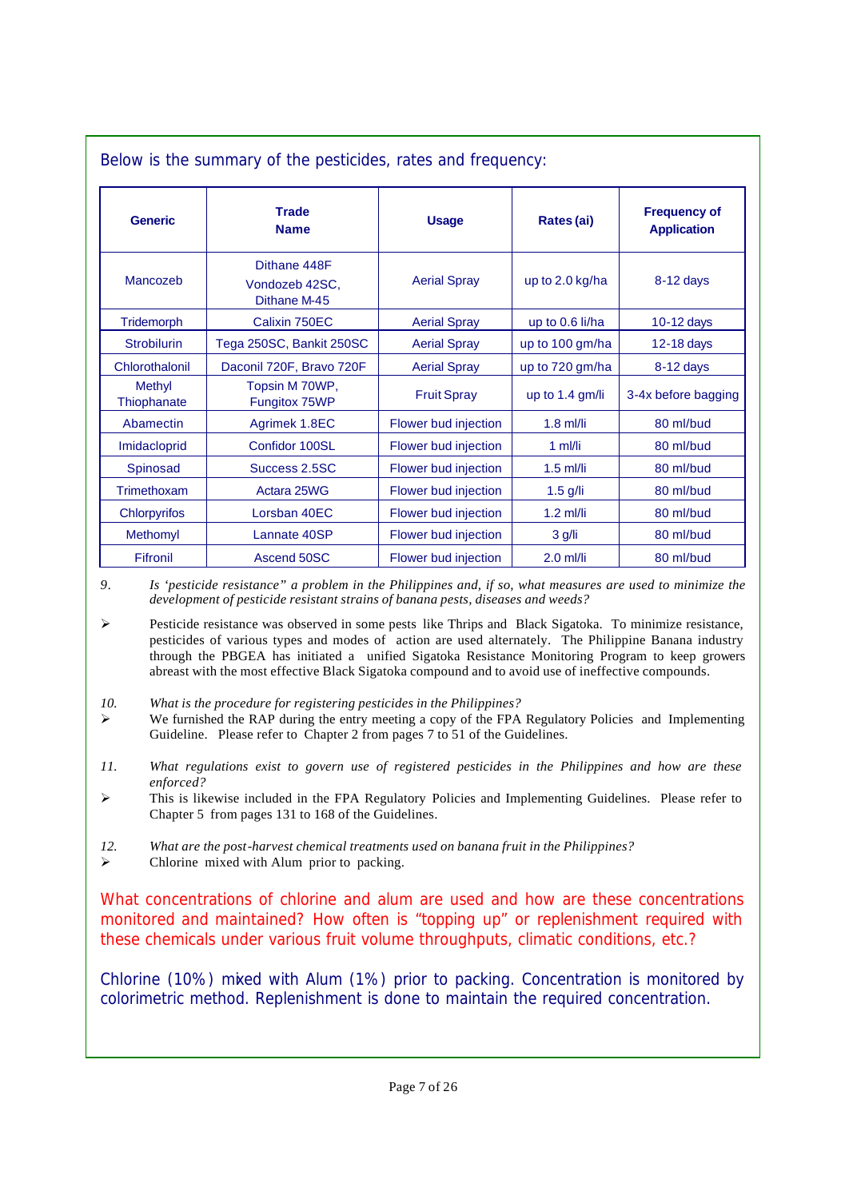Below is the summary of the pesticides, rates and frequency:

| Generic | Trade Name | Usage | Rates (ai) | Frequency of Application |
|---|---|---|---|---|
| Mancozeb | Dithane 448F Vondozeb 42SC, Dithane M-45 | Aerial Spray | up to 2.0 kg/ha | 8-12 days |
| Tridemorph | Calixin 750EC | Aerial Spray | up to 0.6 li/ha | 10-12 days |
| Strobilurin | Tega 250SC, Bankit 250SC | Aerial Spray | up to 100 gm/ha | 12-18 days |
| Chlorothalonil | Daconil 720F, Bravo 720F | Aerial Spray | up to 720 gm/ha | 8-12 days |
| Methyl Thiophanate | Topsin M 70WP, Fungitox 75WP | Fruit Spray | up to 1.4 gm/li | 3-4x before bagging |
| Abamectin | Agrimek 1.8EC | Flower bud injection | 1.8 ml/li | 80 ml/bud |
| Imidacloprid | Confidor 100SL | Flower bud injection | 1 ml/li | 80 ml/bud |
| Spinosad | Success 2.5SC | Flower bud injection | 1.5 ml/li | 80 ml/bud |
| Trimethoxam | Actara 25WG | Flower bud injection | 1.5 g/li | 80 ml/bud |
| Chlorpyrifos | Lorsban 40EC | Flower bud injection | 1.2 ml/li | 80 ml/bud |
| Methomyl | Lannate 40SP | Flower bud injection | 3 g/li | 80 ml/bud |
| Fifronil | Ascend 50SC | Flower bud injection | 2.0 ml/li | 80 ml/bud |

9. *Is 'pesticide resistance" a problem in the Philippines and, if so, what measures are used to minimize the development of pesticide resistant strains of banana pests, diseases and weeds?*

➢ Pesticide resistance was observed in some pests like Thrips and Black Sigatoka. To minimize resistance, pesticides of various types and modes of action are used alternately. The Philippine Banana industry through the PBGEA has initiated a unified Sigatoka Resistance Monitoring Program to keep growers abreast with the most effective Black Sigatoka compound and to avoid use of ineffective compounds.

10. *What is the procedure for registering pesticides in the Philippines?*

➢ We furnished the RAP during the entry meeting a copy of the FPA Regulatory Policies and Implementing Guideline. Please refer to Chapter 2 from pages 7 to 51 of the Guidelines.

11. *What regulations exist to govern use of registered pesticides in the Philippines and how are these enforced?*

➢ This is likewise included in the FPA Regulatory Policies and Implementing Guidelines. Please refer to Chapter 5 from pages 131 to 168 of the Guidelines.

12. *What are the post-harvest chemical treatments used on banana fruit in the Philippines?*

➢ Chlorine mixed with Alum prior to packing.

What concentrations of chlorine and alum are used and how are these concentrations monitored and maintained? How often is "topping up" or replenishment required with these chemicals under various fruit volume throughputs, climatic conditions, etc.?

Chlorine (10%) mixed with Alum (1%) prior to packing. Concentration is monitored by colorimetric method. Replenishment is done to maintain the required concentration.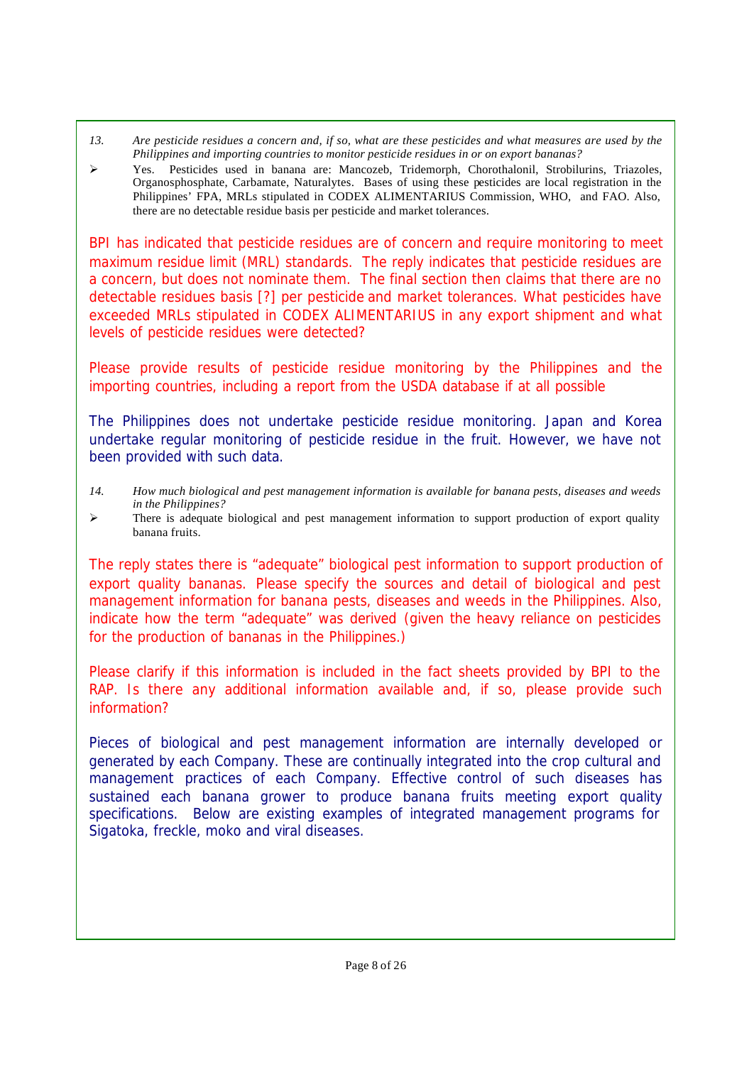13. *Are pesticide residues a concern and, if so, what are these pesticides and what measures are used by the Philippines and importing countries to monitor pesticide residues in or on export bananas?*

➢ Yes. Pesticides used in banana are: Mancozeb, Tridemorph, Chorothalonil, Strobilurins, Triazoles, Organosphosphate, Carbamate, Naturalytes. Bases of using these pesticides are local registration in the Philippines' FPA, MRLs stipulated in CODEX ALIMENTARIUS Commission, WHO, and FAO. Also, there are no detectable residue basis per pesticide and market tolerances.

BPI has indicated that pesticide residues are of concern and require monitoring to meet maximum residue limit (MRL) standards. The reply indicates that pesticide residues are a concern, but does not nominate them. The final section then claims that there are no detectable residues basis [?] per pesticide and market tolerances. What pesticides have exceeded MRLs stipulated in CODEX ALIMENTARIUS in any export shipment and what levels of pesticide residues were detected?

Please provide results of pesticide residue monitoring by the Philippines and the importing countries, including a report from the USDA database if at all possible

The Philippines does not undertake pesticide residue monitoring. Japan and Korea undertake regular monitoring of pesticide residue in the fruit. However, we have not been provided with such data.

14. *How much biological and pest management information is available for banana pests, diseases and weeds in the Philippines?*

➢ There is adequate biological and pest management information to support production of export quality banana fruits.

The reply states there is "adequate" biological pest information to support production of export quality bananas. Please specify the sources and detail of biological and pest management information for banana pests, diseases and weeds in the Philippines. Also, indicate how the term "adequate" was derived (given the heavy reliance on pesticides for the production of bananas in the Philippines.)

Please clarify if this information is included in the fact sheets provided by BPI to the RAP. Is there any additional information available and, if so, please provide such information?

Pieces of biological and pest management information are internally developed or generated by each Company. These are continually integrated into the crop cultural and management practices of each Company. Effective control of such diseases has sustained each banana grower to produce banana fruits meeting export quality specifications. Below are existing examples of integrated management programs for Sigatoka, freckle, moko and viral diseases.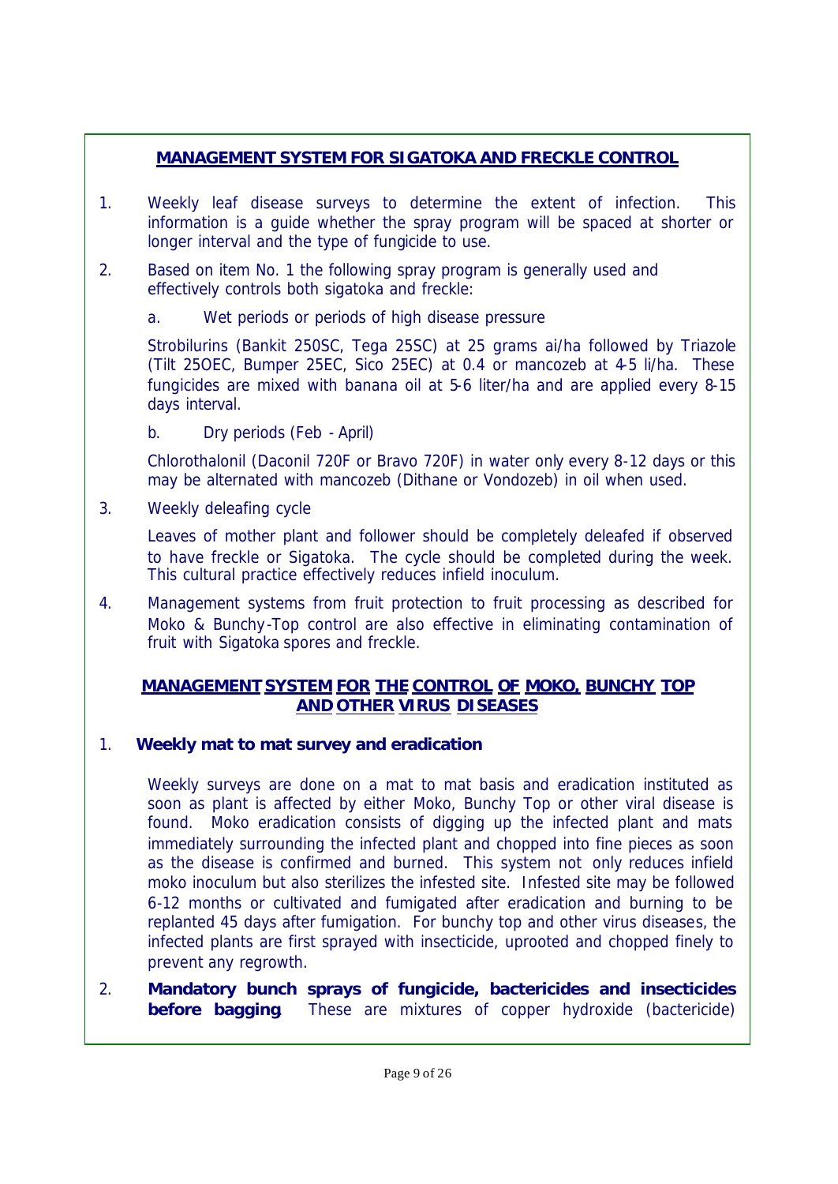## MANAGEMENT SYSTEM FOR SIGATOKA AND FRECKLE CONTROL

1. Weekly leaf disease surveys to determine the extent of infection. This information is a guide whether the spray program will be spaced at shorter or longer interval and the type of fungicide to use.

2. Based on item No. 1 the following spray program is generally used and effectively controls both sigatoka and freckle:

   a. Wet periods or periods of high disease pressure

   Strobilurins (Bankit 250SC, Tega 25SC) at 25 grams ai/ha followed by Triazole (Tilt 25OEC, Bumper 25EC, Sico 25EC) at 0.4 or mancozeb at 4-5 li/ha. These fungicides are mixed with banana oil at 5-6 liter/ha and are applied every 8-15 days interval.

   b. Dry periods (Feb - April)

   Chlorothalonil (Daconil 720F or Bravo 720F) in water only every 8-12 days or this may be alternated with mancozeb (Dithane or Vondozeb) in oil when used.

3. Weekly deleafing cycle

   Leaves of mother plant and follower should be completely deleafed if observed to have freckle or Sigatoka. The cycle should be completed during the week. This cultural practice effectively reduces infield inoculum.

4. Management systems from fruit protection to fruit processing as described for Moko & Bunchy-Top control are also effective in eliminating contamination of fruit with Sigatoka spores and freckle.

## MANAGEMENT SYSTEM FOR THE CONTROL OF MOKO, BUNCHY TOP AND OTHER VIRUS DISEASES

1. **Weekly mat to mat survey and eradication**

   Weekly surveys are done on a mat to mat basis and eradication instituted as soon as plant is affected by either Moko, Bunchy Top or other viral disease is found. Moko eradication consists of digging up the infected plant and mats immediately surrounding the infected plant and chopped into fine pieces as soon as the disease is confirmed and burned. This system not only reduces infield moko inoculum but also sterilizes the infested site. Infested site may be followed 6-12 months or cultivated and fumigated after eradication and burning to be replanted 45 days after fumigation. For bunchy top and other virus diseases, the infected plants are first sprayed with insecticide, uprooted and chopped finely to prevent any regrowth.

2. **Mandatory bunch sprays of fungicide, bactericides and insecticides before bagging**. These are mixtures of copper hydroxide (bactericide)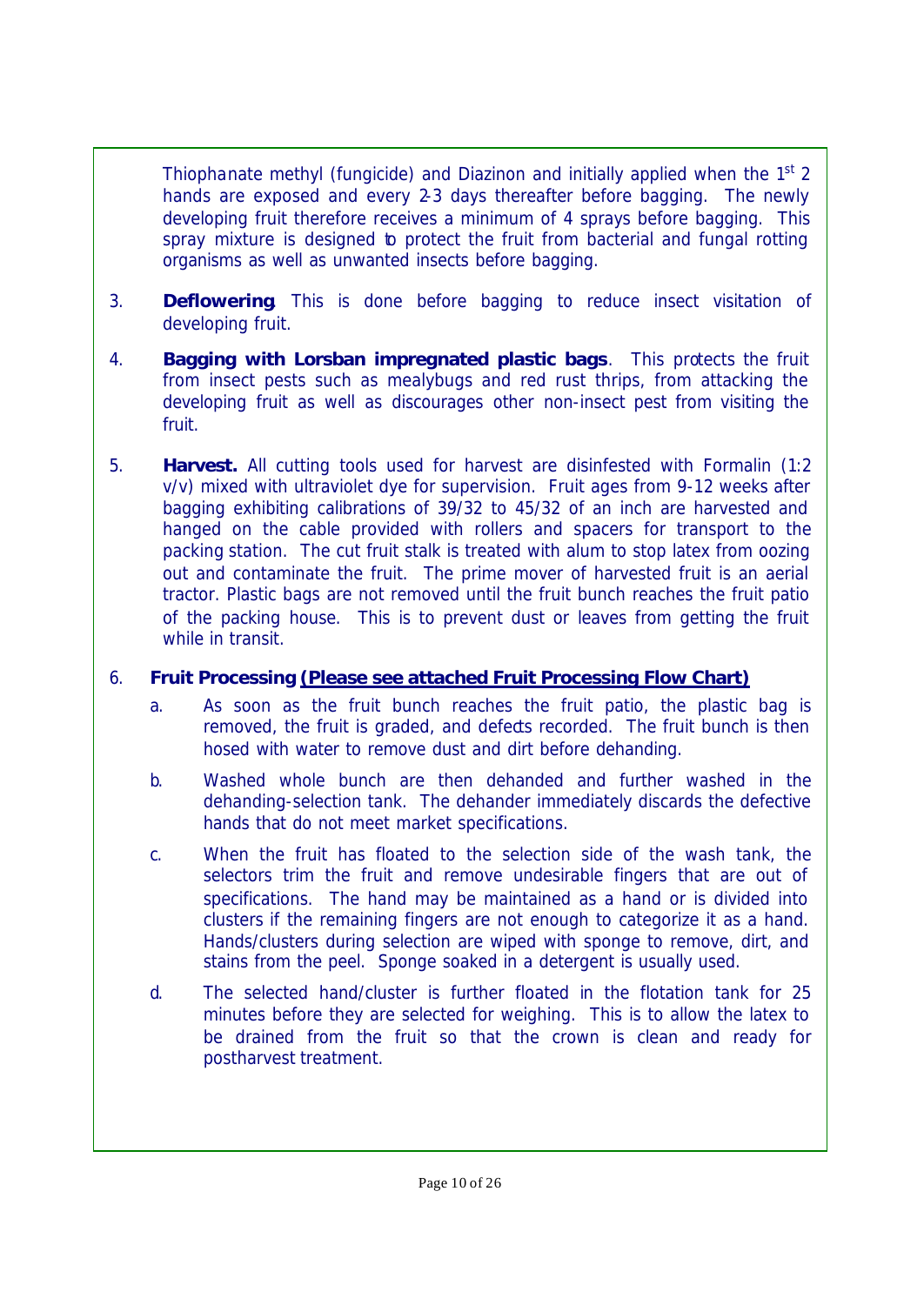Thiophanate methyl (fungicide) and Diazinon and initially applied when the 1st 2 hands are exposed and every 2-3 days thereafter before bagging. The newly developing fruit therefore receives a minimum of 4 sprays before bagging. This spray mixture is designed to protect the fruit from bacterial and fungal rotting organisms as well as unwanted insects before bagging.

3. **Deflowering**. This is done before bagging to reduce insect visitation of developing fruit.

4. **Bagging with Lorsban impregnated plastic bags**. This protects the fruit from insect pests such as mealybugs and red rust thrips, from attacking the developing fruit as well as discourages other non-insect pest from visiting the fruit.

5. **Harvest.** All cutting tools used for harvest are disinfested with Formalin (1:2 v/v) mixed with ultraviolet dye for supervision. Fruit ages from 9-12 weeks after bagging exhibiting calibrations of 39/32 to 45/32 of an inch are harvested and hanged on the cable provided with rollers and spacers for transport to the packing station. The cut fruit stalk is treated with alum to stop latex from oozing out and contaminate the fruit. The prime mover of harvested fruit is an aerial tractor. Plastic bags are not removed until the fruit bunch reaches the fruit patio of the packing house. This is to prevent dust or leaves from getting the fruit while in transit.

6. **Fruit Processing** **<u>(Please see attached Fruit Processing Flow Chart)</u>**

   a. As soon as the fruit bunch reaches the fruit patio, the plastic bag is removed, the fruit is graded, and defects recorded. The fruit bunch is then hosed with water to remove dust and dirt before dehanding.

   b. Washed whole bunch are then dehanded and further washed in the dehanding-selection tank. The dehander immediately discards the defective hands that do not meet market specifications.

   c. When the fruit has floated to the selection side of the wash tank, the selectors trim the fruit and remove undesirable fingers that are out of specifications. The hand may be maintained as a hand or is divided into clusters if the remaining fingers are not enough to categorize it as a hand. Hands/clusters during selection are wiped with sponge to remove, dirt, and stains from the peel. Sponge soaked in a detergent is usually used.

   d. The selected hand/cluster is further floated in the flotation tank for 25 minutes before they are selected for weighing. This is to allow the latex to be drained from the fruit so that the crown is clean and ready for postharvest treatment.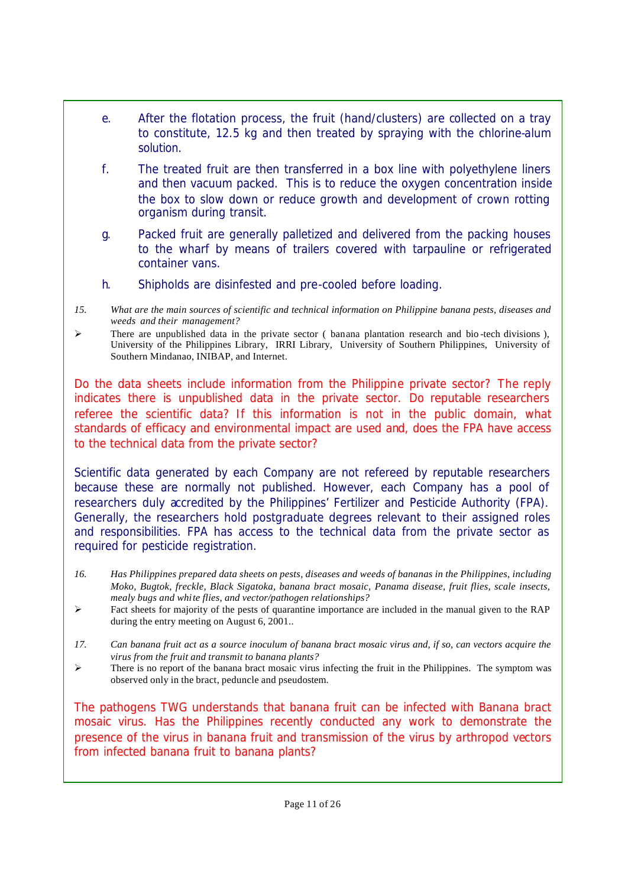e. After the flotation process, the fruit (hand/clusters) are collected on a tray to constitute, 12.5 kg and then treated by spraying with the chlorine-alum solution.

f. The treated fruit are then transferred in a box line with polyethylene liners and then vacuum packed. This is to reduce the oxygen concentration inside the box to slow down or reduce growth and development of crown rotting organism during transit.

g. Packed fruit are generally palletized and delivered from the packing houses to the wharf by means of trailers covered with tarpauline or refrigerated container vans.

h. Shipholds are disinfested and pre-cooled before loading.

15. *What are the main sources of scientific and technical information on Philippine banana pests, diseases and weeds and their management?*

➢ There are unpublished data in the private sector ( banana plantation research and bio-tech divisions ), University of the Philippines Library, IRRI Library, University of Southern Philippines, University of Southern Mindanao, INIBAP, and Internet.

Do the data sheets include information from the Philippine private sector? The reply indicates there is unpublished data in the private sector. Do reputable researchers referee the scientific data? If this information is not in the public domain, what standards of efficacy and environmental impact are used and, does the FPA have access to the technical data from the private sector?

Scientific data generated by each Company are not refereed by reputable researchers because these are normally not published. However, each Company has a pool of researchers duly accredited by the Philippines' Fertilizer and Pesticide Authority (FPA). Generally, the researchers hold postgraduate degrees relevant to their assigned roles and responsibilities. FPA has access to the technical data from the private sector as required for pesticide registration.

16. *Has Philippines prepared data sheets on pests, diseases and weeds of bananas in the Philippines, including Moko, Bugtok, freckle, Black Sigatoka, banana bract mosaic, Panama disease, fruit flies, scale insects, mealy bugs and white flies, and vector/pathogen relationships?*

➢ Fact sheets for majority of the pests of quarantine importance are included in the manual given to the RAP during the entry meeting on August 6, 2001..

17. *Can banana fruit act as a source inoculum of banana bract mosaic virus and, if so, can vectors acquire the virus from the fruit and transmit to banana plants?*

➢ There is no report of the banana bract mosaic virus infecting the fruit in the Philippines. The symptom was observed only in the bract, peduncle and pseudostem.

The pathogens TWG understands that banana fruit can be infected with Banana bract mosaic virus. Has the Philippines recently conducted any work to demonstrate the presence of the virus in banana fruit and transmission of the virus by arthropod vectors from infected banana fruit to banana plants?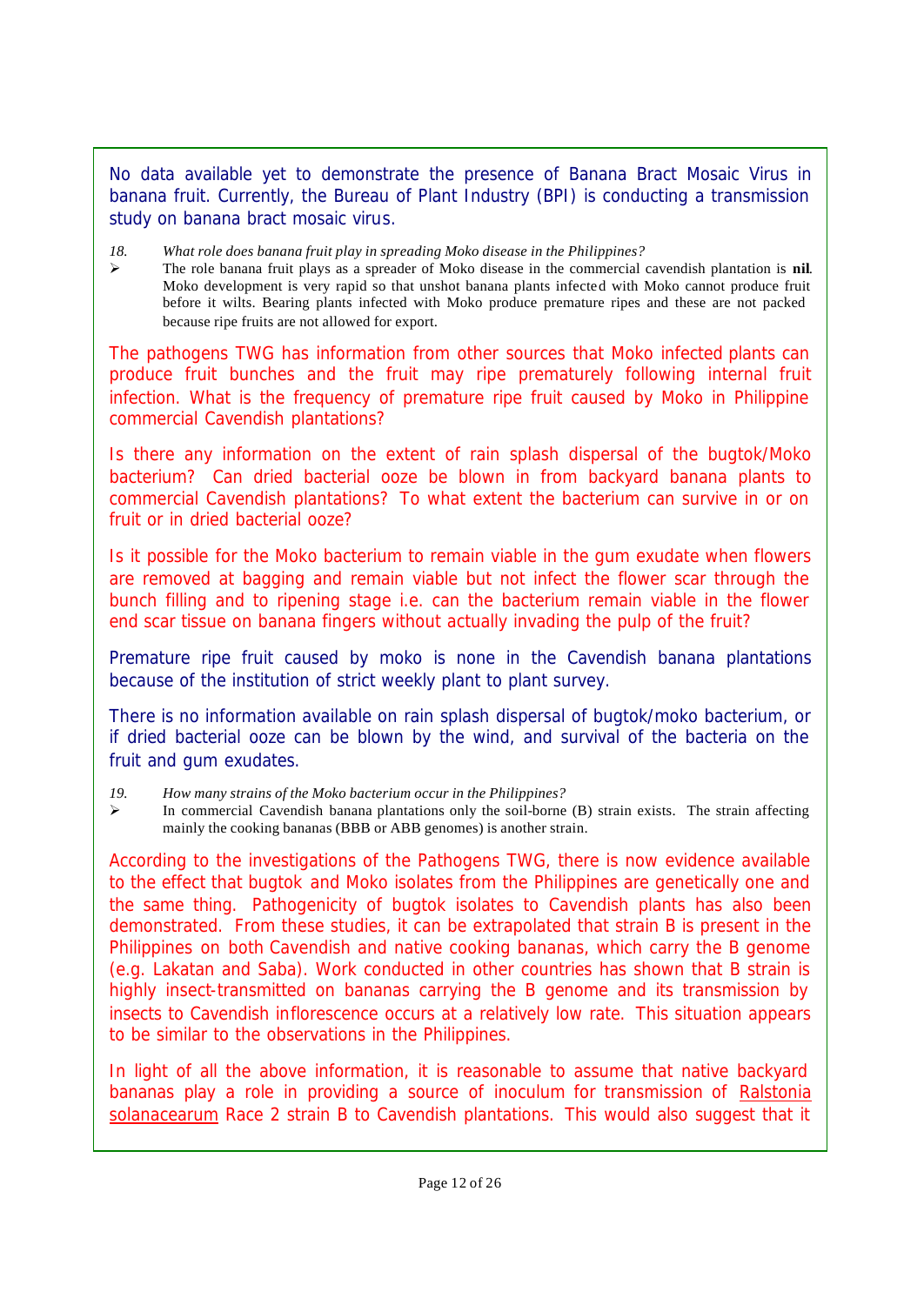No data available yet to demonstrate the presence of Banana Bract Mosaic Virus in banana fruit. Currently, the Bureau of Plant Industry (BPI) is conducting a transmission study on banana bract mosaic virus.

18. *What role does banana fruit play in spreading Moko disease in the Philippines?*

➢ The role banana fruit plays as a spreader of Moko disease in the commercial cavendish plantation is **nil**. Moko development is very rapid so that unshot banana plants infected with Moko cannot produce fruit before it wilts. Bearing plants infected with Moko produce premature ripes and these are not packed because ripe fruits are not allowed for export.

The pathogens TWG has information from other sources that Moko infected plants can produce fruit bunches and the fruit may ripe prematurely following internal fruit infection. What is the frequency of premature ripe fruit caused by Moko in Philippine commercial Cavendish plantations?

Is there any information on the extent of rain splash dispersal of the bugtok/Moko bacterium? Can dried bacterial ooze be blown in from backyard banana plants to commercial Cavendish plantations? To what extent the bacterium can survive in or on fruit or in dried bacterial ooze?

Is it possible for the Moko bacterium to remain viable in the gum exudate when flowers are removed at bagging and remain viable but not infect the flower scar through the bunch filling and to ripening stage i.e. can the bacterium remain viable in the flower end scar tissue on banana fingers without actually invading the pulp of the fruit?

Premature ripe fruit caused by moko is none in the Cavendish banana plantations because of the institution of strict weekly plant to plant survey.

There is no information available on rain splash dispersal of bugtok/moko bacterium, or if dried bacterial ooze can be blown by the wind, and survival of the bacteria on the fruit and gum exudates.

19. *How many strains of the Moko bacterium occur in the Philippines?*

➢ In commercial Cavendish banana plantations only the soil-borne (B) strain exists. The strain affecting mainly the cooking bananas (BBB or ABB genomes) is another strain.

According to the investigations of the Pathogens TWG, there is now evidence available to the effect that bugtok and Moko isolates from the Philippines are genetically one and the same thing. Pathogenicity of bugtok isolates to Cavendish plants has also been demonstrated. From these studies, it can be extrapolated that strain B is present in the Philippines on both Cavendish and native cooking bananas, which carry the B genome (e.g. Lakatan and Saba). Work conducted in other countries has shown that B strain is highly insect-transmitted on bananas carrying the B genome and its transmission by insects to Cavendish inflorescence occurs at a relatively low rate. This situation appears to be similar to the observations in the Philippines.

In light of all the above information, it is reasonable to assume that native backyard bananas play a role in providing a source of inoculum for transmission of Ralstonia solanacearum Race 2 strain B to Cavendish plantations. This would also suggest that it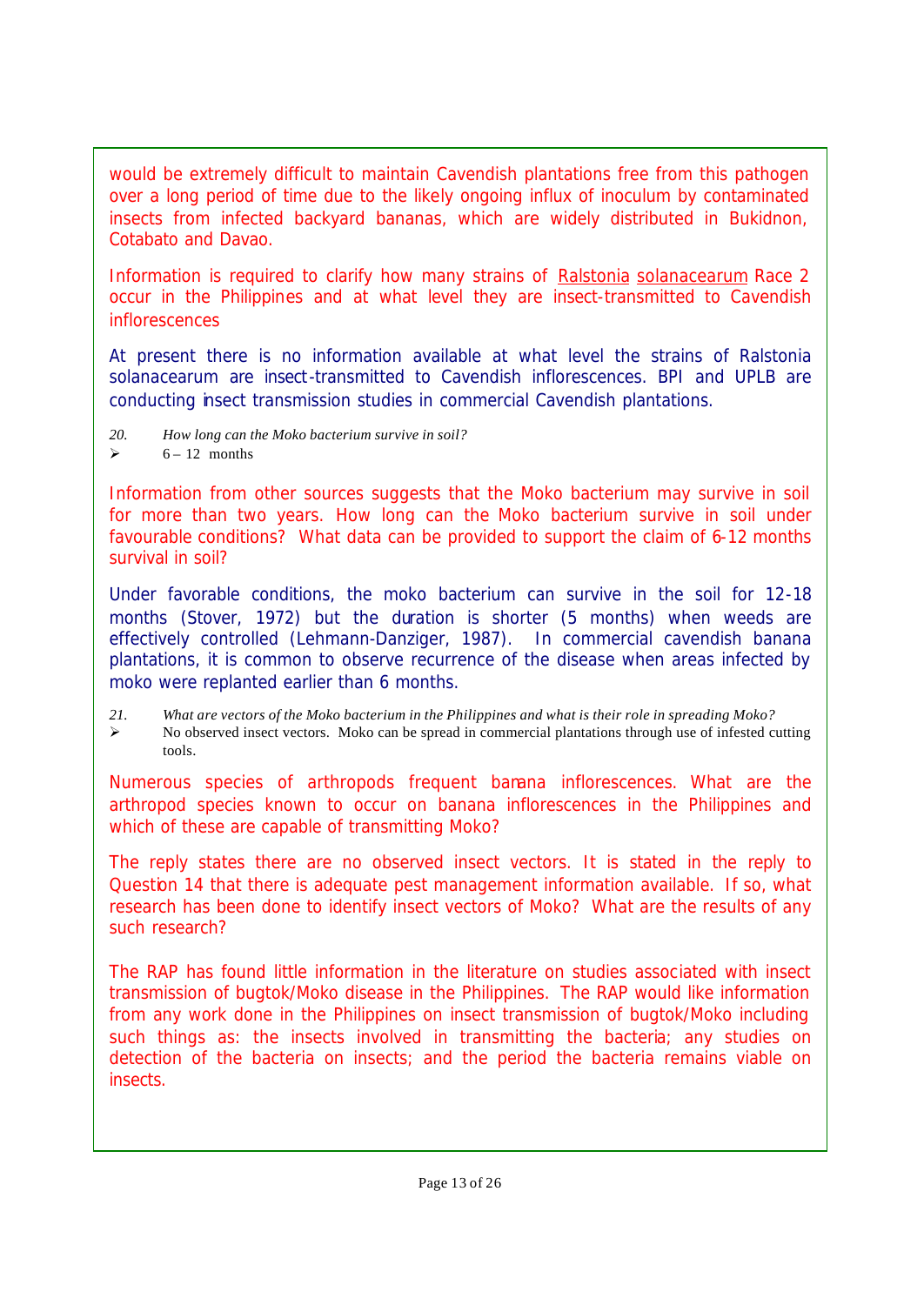would be extremely difficult to maintain Cavendish plantations free from this pathogen over a long period of time due to the likely ongoing influx of inoculum by contaminated insects from infected backyard bananas, which are widely distributed in Bukidnon, Cotabato and Davao.

Information is required to clarify how many strains of Ralstonia solanacearum Race 2 occur in the Philippines and at what level they are insect-transmitted to Cavendish inflorescences

At present there is no information available at what level the strains of Ralstonia solanacearum are insect-transmitted to Cavendish inflorescences. BPI and UPLB are conducting insect transmission studies in commercial Cavendish plantations.

20. *How long can the Moko bacterium survive in soil?*

➢ 6 – 12 months

Information from other sources suggests that the Moko bacterium may survive in soil for more than two years. How long can the Moko bacterium survive in soil under favourable conditions? What data can be provided to support the claim of 6-12 months survival in soil?

Under favorable conditions, the moko bacterium can survive in the soil for 12-18 months (Stover, 1972) but the duration is shorter (5 months) when weeds are effectively controlled (Lehmann-Danziger, 1987). In commercial cavendish banana plantations, it is common to observe recurrence of the disease when areas infected by moko were replanted earlier than 6 months.

21. *What are vectors of the Moko bacterium in the Philippines and what is their role in spreading Moko?*

➢ No observed insect vectors. Moko can be spread in commercial plantations through use of infested cutting tools.

Numerous species of arthropods frequent banana inflorescences. What are the arthropod species known to occur on banana inflorescences in the Philippines and which of these are capable of transmitting Moko?

The reply states there are no observed insect vectors. It is stated in the reply to Question 14 that there is adequate pest management information available. If so, what research has been done to identify insect vectors of Moko? What are the results of any such research?

The RAP has found little information in the literature on studies associated with insect transmission of bugtok/Moko disease in the Philippines. The RAP would like information from any work done in the Philippines on insect transmission of bugtok/Moko including such things as: the insects involved in transmitting the bacteria; any studies on detection of the bacteria on insects; and the period the bacteria remains viable on insects.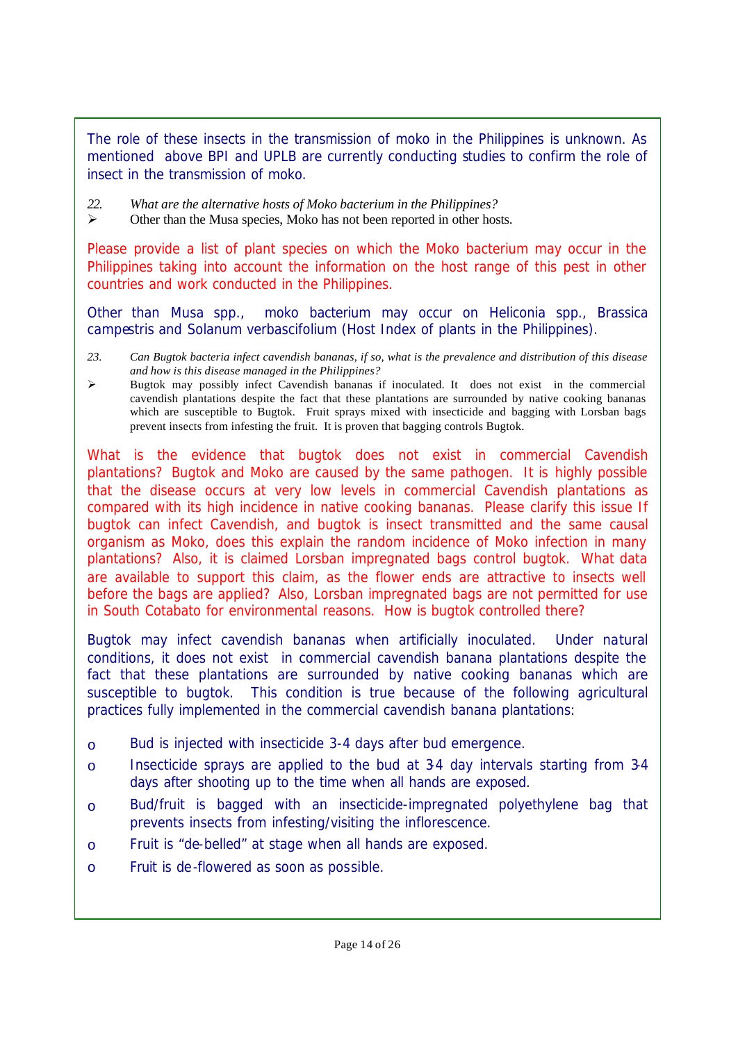The role of these insects in the transmission of moko in the Philippines is unknown. As mentioned above BPI and UPLB are currently conducting studies to confirm the role of insect in the transmission of moko.

22. *What are the alternative hosts of Moko bacterium in the Philippines?*

➢ Other than the Musa species, Moko has not been reported in other hosts.

Please provide a list of plant species on which the Moko bacterium may occur in the Philippines taking into account the information on the host range of this pest in other countries and work conducted in the Philippines.

Other than Musa spp., moko bacterium may occur on Heliconia spp., Brassica campestris and Solanum verbascifolium (Host Index of plants in the Philippines).

23. *Can Bugtok bacteria infect cavendish bananas, if so, what is the prevalence and distribution of this disease and how is this disease managed in the Philippines?*

➢ Bugtok may possibly infect Cavendish bananas if inoculated. It does not exist in the commercial cavendish plantations despite the fact that these plantations are surrounded by native cooking bananas which are susceptible to Bugtok. Fruit sprays mixed with insecticide and bagging with Lorsban bags prevent insects from infesting the fruit. It is proven that bagging controls Bugtok.

What is the evidence that bugtok does not exist in commercial Cavendish plantations? Bugtok and Moko are caused by the same pathogen. It is highly possible that the disease occurs at very low levels in commercial Cavendish plantations as compared with its high incidence in native cooking bananas. Please clarify this issue If bugtok can infect Cavendish, and bugtok is insect transmitted and the same causal organism as Moko, does this explain the random incidence of Moko infection in many plantations? Also, it is claimed Lorsban impregnated bags control bugtok. What data are available to support this claim, as the flower ends are attractive to insects well before the bags are applied? Also, Lorsban impregnated bags are not permitted for use in South Cotabato for environmental reasons. How is bugtok controlled there?

Bugtok may infect cavendish bananas when artificially inoculated. Under natural conditions, it does not exist in commercial cavendish banana plantations despite the fact that these plantations are surrounded by native cooking bananas which are susceptible to bugtok. This condition is true because of the following agricultural practices fully implemented in the commercial cavendish banana plantations:

- Bud is injected with insecticide 3-4 days after bud emergence.
- Insecticide sprays are applied to the bud at 3-4 day intervals starting from 3-4 days after shooting up to the time when all hands are exposed.
- Bud/fruit is bagged with an insecticide-impregnated polyethylene bag that prevents insects from infesting/visiting the inflorescence.
- Fruit is "de-belled" at stage when all hands are exposed.
- Fruit is de-flowered as soon as possible.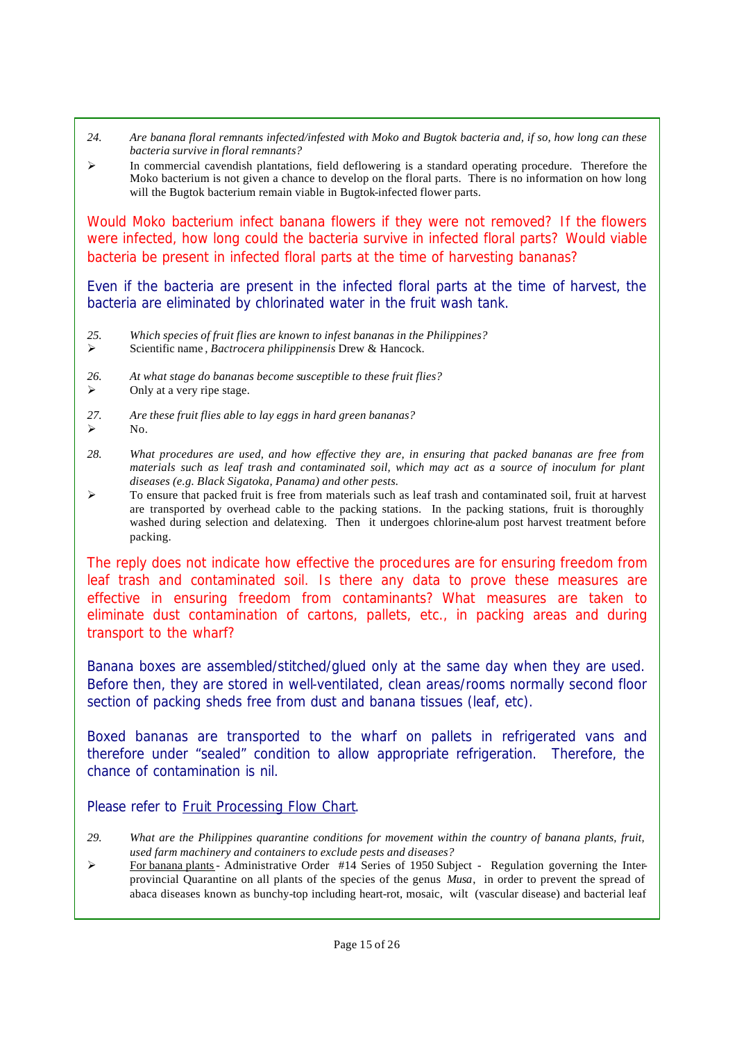24. *Are banana floral remnants infected/infested with Moko and Bugtok bacteria and, if so, how long can these bacteria survive in floral remnants?*

➢ In commercial cavendish plantations, field deflowering is a standard operating procedure. Therefore the Moko bacterium is not given a chance to develop on the floral parts. There is no information on how long will the Bugtok bacterium remain viable in Bugtok-infected flower parts.

Would Moko bacterium infect banana flowers if they were not removed? If the flowers were infected, how long could the bacteria survive in infected floral parts? Would viable bacteria be present in infected floral parts at the time of harvesting bananas?

Even if the bacteria are present in the infected floral parts at the time of harvest, the bacteria are eliminated by chlorinated water in the fruit wash tank.

25. *Which species of fruit flies are known to infest bananas in the Philippines?*

➢ Scientific name, *Bactrocera philippinensis* Drew & Hancock.

26. *At what stage do bananas become susceptible to these fruit flies?*

➢ Only at a very ripe stage.

27. *Are these fruit flies able to lay eggs in hard green bananas?*

➢ No.

28. *What procedures are used, and how effective they are, in ensuring that packed bananas are free from materials such as leaf trash and contaminated soil, which may act as a source of inoculum for plant diseases (e.g. Black Sigatoka, Panama) and other pests.*

➢ To ensure that packed fruit is free from materials such as leaf trash and contaminated soil, fruit at harvest are transported by overhead cable to the packing stations. In the packing stations, fruit is thoroughly washed during selection and delatexing. Then it undergoes chlorine-alum post harvest treatment before packing.

The reply does not indicate how effective the procedures are for ensuring freedom from leaf trash and contaminated soil. Is there any data to prove these measures are effective in ensuring freedom from contaminants? What measures are taken to eliminate dust contamination of cartons, pallets, etc., in packing areas and during transport to the wharf?

Banana boxes are assembled/stitched/glued only at the same day when they are used. Before then, they are stored in well-ventilated, clean areas/rooms normally second floor section of packing sheds free from dust and banana tissues (leaf, etc).

Boxed bananas are transported to the wharf on pallets in refrigerated vans and therefore under "sealed" condition to allow appropriate refrigeration. Therefore, the chance of contamination is nil.

Please refer to Fruit Processing Flow Chart.

29. *What are the Philippines quarantine conditions for movement within the country of banana plants, fruit, used farm machinery and containers to exclude pests and diseases?*

➢ For banana plants - Administrative Order #14 Series of 1950 Subject - Regulation governing the Inter-provincial Quarantine on all plants of the species of the genus *Musa*, in order to prevent the spread of abaca diseases known as bunchy-top including heart-rot, mosaic, wilt (vascular disease) and bacterial leaf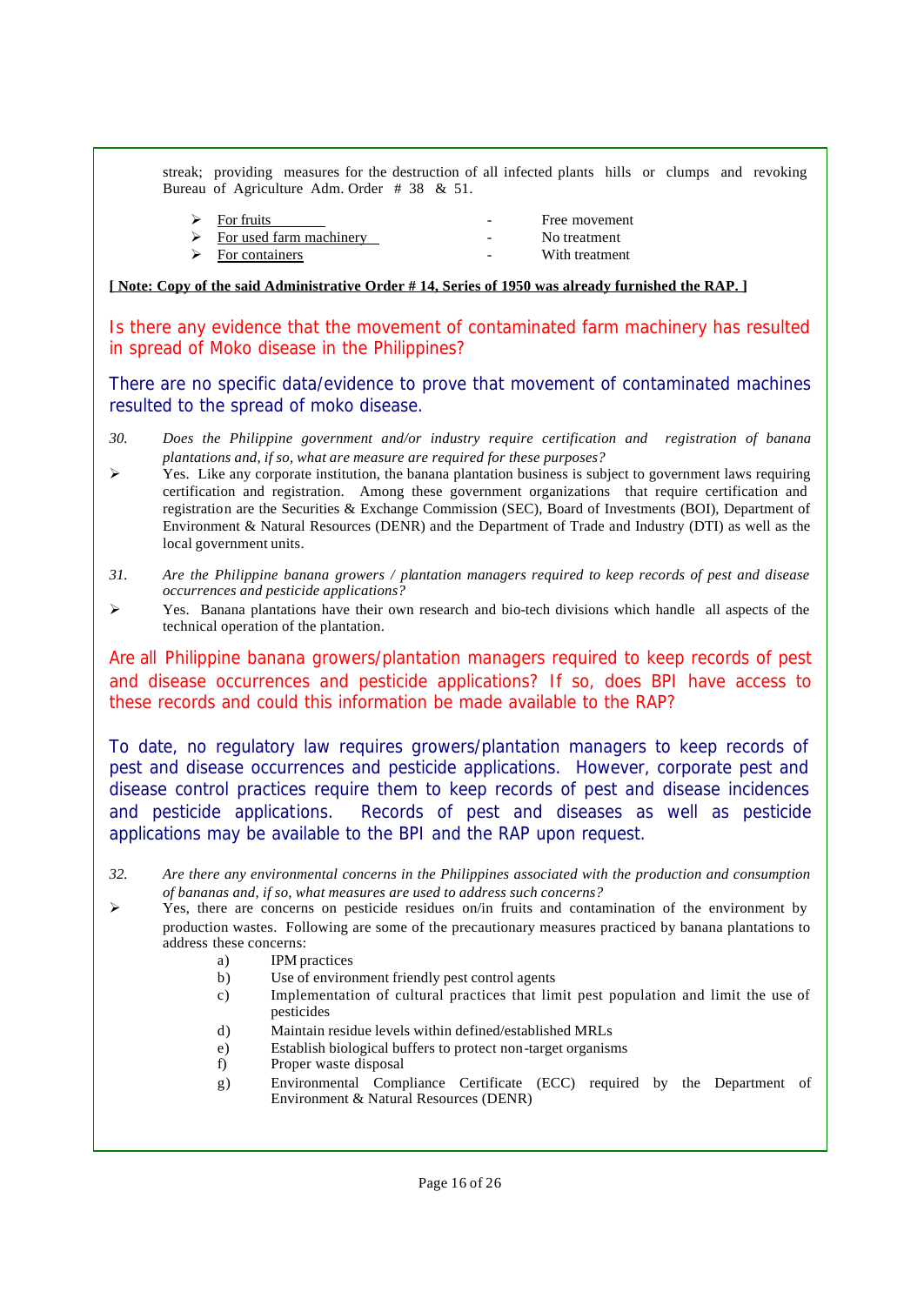streak; providing measures for the destruction of all infected plants hills or clumps and revoking Bureau of Agriculture Adm. Order # 38 & 51.

- For fruits - Free movement
- For used farm machinery - No treatment
- For containers - With treatment

**[ Note: Copy of the said Administrative Order # 14, Series of 1950 was already furnished the RAP. ]**

Is there any evidence that the movement of contaminated farm machinery has resulted in spread of Moko disease in the Philippines?

There are no specific data/evidence to prove that movement of contaminated machines resulted to the spread of moko disease.

30. *Does the Philippine government and/or industry require certification and registration of banana plantations and, if so, what are measure are required for these purposes?*

- Yes. Like any corporate institution, the banana plantation business is subject to government laws requiring certification and registration. Among these government organizations that require certification and registration are the Securities & Exchange Commission (SEC), Board of Investments (BOI), Department of Environment & Natural Resources (DENR) and the Department of Trade and Industry (DTI) as well as the local government units.

31. *Are the Philippine banana growers / plantation managers required to keep records of pest and disease occurrences and pesticide applications?*

- Yes. Banana plantations have their own research and bio-tech divisions which handle all aspects of the technical operation of the plantation.

Are all Philippine banana growers/plantation managers required to keep records of pest and disease occurrences and pesticide applications? If so, does BPI have access to these records and could this information be made available to the RAP?

To date, no regulatory law requires growers/plantation managers to keep records of pest and disease occurrences and pesticide applications. However, corporate pest and disease control practices require them to keep records of pest and disease incidences and pesticide applications. Records of pest and diseases as well as pesticide applications may be available to the BPI and the RAP upon request.

32. *Are there any environmental concerns in the Philippines associated with the production and consumption of bananas and, if so, what measures are used to address such concerns?*

- Yes, there are concerns on pesticide residues on/in fruits and contamination of the environment by production wastes. Following are some of the precautionary measures practiced by banana plantations to address these concerns:
  - a) IPM practices
  - b) Use of environment friendly pest control agents
  - c) Implementation of cultural practices that limit pest population and limit the use of pesticides
  - d) Maintain residue levels within defined/established MRLs
  - e) Establish biological buffers to protect non-target organisms
  - f) Proper waste disposal
  - g) Environmental Compliance Certificate (ECC) required by the Department of Environment & Natural Resources (DENR)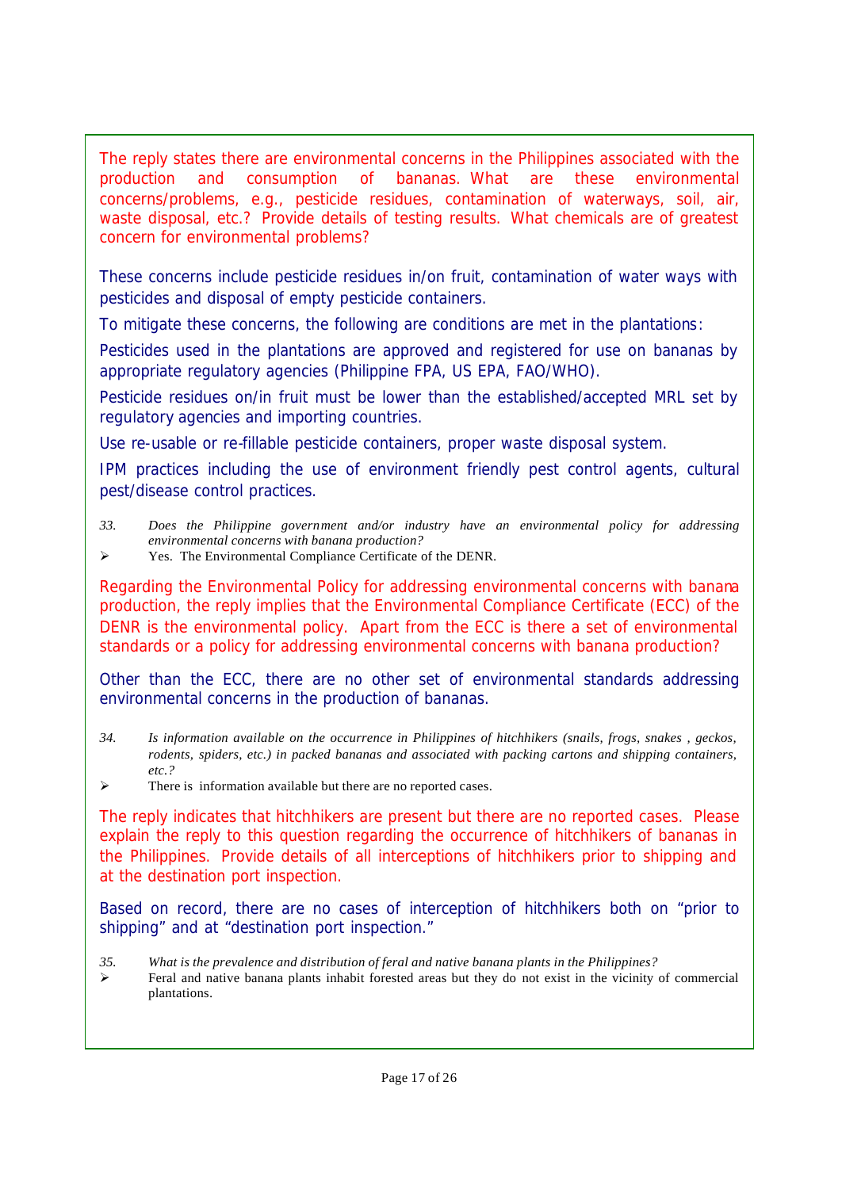The reply states there are environmental concerns in the Philippines associated with the production and consumption of bananas. What are these environmental concerns/problems, e.g., pesticide residues, contamination of waterways, soil, air, waste disposal, etc.? Provide details of testing results. What chemicals are of greatest concern for environmental problems?

These concerns include pesticide residues in/on fruit, contamination of water ways with pesticides and disposal of empty pesticide containers.

To mitigate these concerns, the following are conditions are met in the plantations:

Pesticides used in the plantations are approved and registered for use on bananas by appropriate regulatory agencies (Philippine FPA, US EPA, FAO/WHO).

Pesticide residues on/in fruit must be lower than the established/accepted MRL set by regulatory agencies and importing countries.

Use re-usable or re-fillable pesticide containers, proper waste disposal system.

IPM practices including the use of environment friendly pest control agents, cultural pest/disease control practices.

33. *Does the Philippine government and/or industry have an environmental policy for addressing environmental concerns with banana production?*

- Yes. The Environmental Compliance Certificate of the DENR.

Regarding the Environmental Policy for addressing environmental concerns with banana production, the reply implies that the Environmental Compliance Certificate (ECC) of the DENR is the environmental policy. Apart from the ECC is there a set of environmental standards or a policy for addressing environmental concerns with banana production?

Other than the ECC, there are no other set of environmental standards addressing environmental concerns in the production of bananas.

34. *Is information available on the occurrence in Philippines of hitchhikers (snails, frogs, snakes , geckos, rodents, spiders, etc.) in packed bananas and associated with packing cartons and shipping containers, etc.?*

- There is information available but there are no reported cases.

The reply indicates that hitchhikers are present but there are no reported cases. Please explain the reply to this question regarding the occurrence of hitchhikers of bananas in the Philippines. Provide details of all interceptions of hitchhikers prior to shipping and at the destination port inspection.

Based on record, there are no cases of interception of hitchhikers both on "prior to shipping" and at "destination port inspection."

35. *What is the prevalence and distribution of feral and native banana plants in the Philippines?*

- Feral and native banana plants inhabit forested areas but they do not exist in the vicinity of commercial plantations.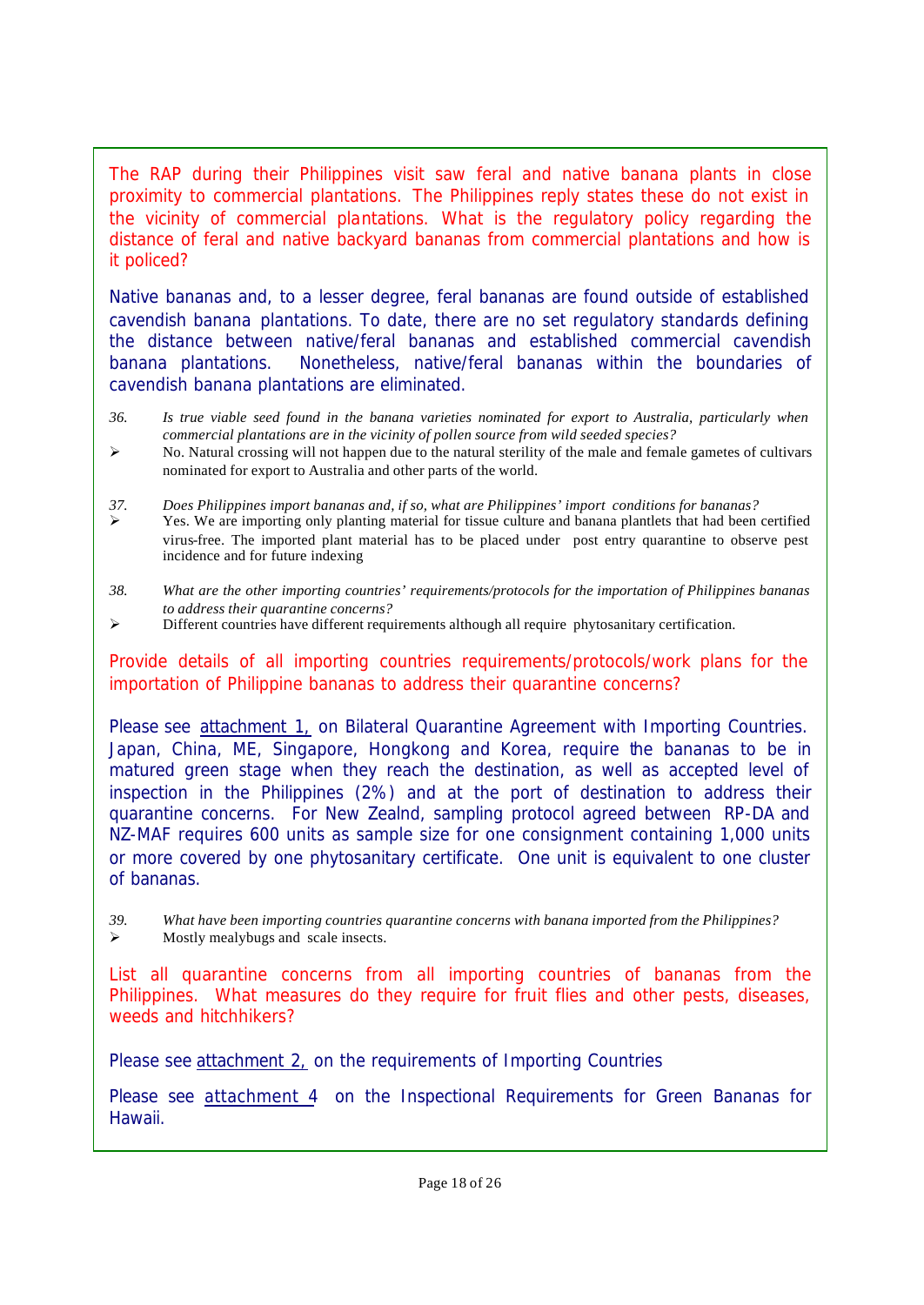The RAP during their Philippines visit saw feral and native banana plants in close proximity to commercial plantations. The Philippines reply states these do not exist in the vicinity of commercial plantations. What is the regulatory policy regarding the distance of feral and native backyard bananas from commercial plantations and how is it policed?

Native bananas and, to a lesser degree, feral bananas are found outside of established cavendish banana plantations. To date, there are no set regulatory standards defining the distance between native/feral bananas and established commercial cavendish banana plantations. Nonetheless, native/feral bananas within the boundaries of cavendish banana plantations are eliminated.

36. *Is true viable seed found in the banana varieties nominated for export to Australia, particularly when commercial plantations are in the vicinity of pollen source from wild seeded species?*

➢ No. Natural crossing will not happen due to the natural sterility of the male and female gametes of cultivars nominated for export to Australia and other parts of the world.

37. *Does Philippines import bananas and, if so, what are Philippines' import conditions for bananas?*

➢ Yes. We are importing only planting material for tissue culture and banana plantlets that had been certified virus-free. The imported plant material has to be placed under post entry quarantine to observe pest incidence and for future indexing

38. *What are the other importing countries' requirements/protocols for the importation of Philippines bananas to address their quarantine concerns?*

➢ Different countries have different requirements although all require phytosanitary certification.

Provide details of all importing countries requirements/protocols/work plans for the importation of Philippine bananas to address their quarantine concerns?

Please see attachment 1, on Bilateral Quarantine Agreement with Importing Countries. Japan, China, ME, Singapore, Hongkong and Korea, require the bananas to be in matured green stage when they reach the destination, as well as accepted level of inspection in the Philippines (2%) and at the port of destination to address their quarantine concerns. For New Zealnd, sampling protocol agreed between RP-DA and NZ-MAF requires 600 units as sample size for one consignment containing 1,000 units or more covered by one phytosanitary certificate. One unit is equivalent to one cluster of bananas.

39. *What have been importing countries quarantine concerns with banana imported from the Philippines?*

➢ Mostly mealybugs and scale insects.

List all quarantine concerns from all importing countries of bananas from the Philippines. What measures do they require for fruit flies and other pests, diseases, weeds and hitchhikers?

Please see attachment 2, on the requirements of Importing Countries

Please see attachment 4 on the Inspectional Requirements for Green Bananas for Hawaii.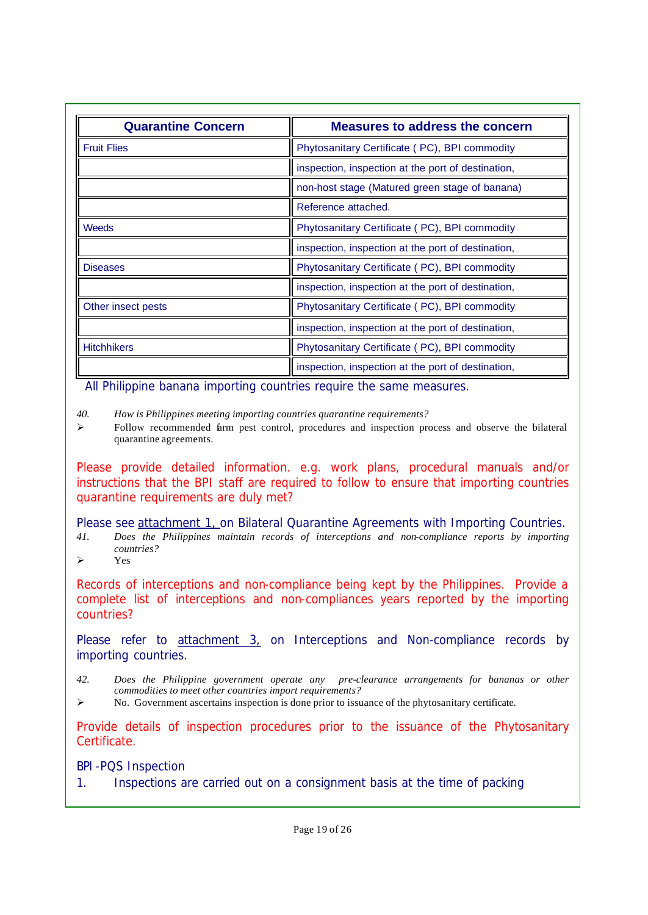| Quarantine Concern | Measures to address the concern |
|---|---|
| Fruit Flies | Phytosanitary Certificate ( PC), BPI commodity |
| | inspection, inspection at the port of destination, |
| | non-host stage (Matured green stage of banana) |
| | Reference attached. |
| Weeds | Phytosanitary Certificate ( PC), BPI commodity |
| | inspection, inspection at the port of destination, |
| Diseases | Phytosanitary Certificate ( PC), BPI commodity |
| | inspection, inspection at the port of destination, |
| Other insect pests | Phytosanitary Certificate ( PC), BPI commodity |
| | inspection, inspection at the port of destination, |
| Hitchhikers | Phytosanitary Certificate ( PC), BPI commodity |
| | inspection, inspection at the port of destination, |

All Philippine banana importing countries require the same measures.

40. *How is Philippines meeting importing countries quarantine requirements?*

- Follow recommended farm pest control, procedures and inspection process and observe the bilateral quarantine agreements.

Please provide detailed information. e.g. work plans, procedural manuals and/or instructions that the BPI staff are required to follow to ensure that importing countries quarantine requirements are duly met?

Please see attachment 1, on Bilateral Quarantine Agreements with Importing Countries.

41. *Does the Philippines maintain records of interceptions and non-compliance reports by importing countries?*

- Yes

Records of interceptions and non-compliance being kept by the Philippines. Provide a complete list of interceptions and non-compliances years reported by the importing countries?

Please refer to attachment 3, on Interceptions and Non-compliance records by importing countries.

42. *Does the Philippine government operate any pre-clearance arrangements for bananas or other commodities to meet other countries import requirements?*

- No. Government ascertains inspection is done prior to issuance of the phytosanitary certificate.

Provide details of inspection procedures prior to the issuance of the Phytosanitary Certificate.

BPI -PQS Inspection

1. Inspections are carried out on a consignment basis at the time of packing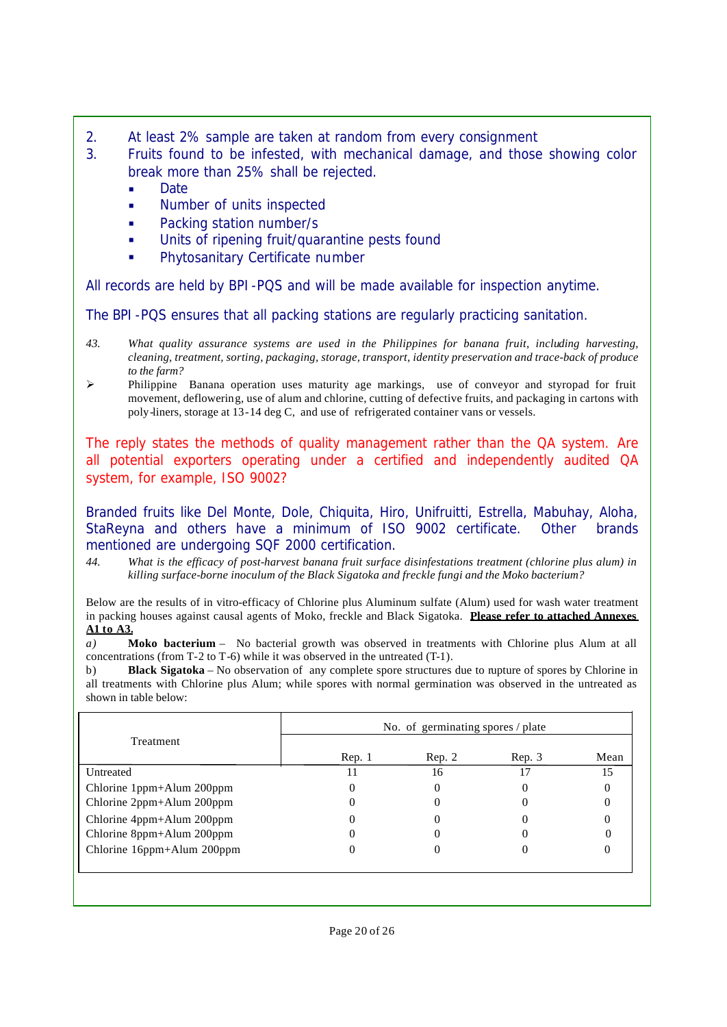2. At least 2% sample are taken at random from every consignment
3. Fruits found to be infested, with mechanical damage, and those showing color break more than 25% shall be rejected.
    - Date
    - Number of units inspected
    - Packing station number/s
    - Units of ripening fruit/quarantine pests found
    - Phytosanitary Certificate number

All records are held by BPI -PQS and will be made available for inspection anytime.

The BPI -PQS ensures that all packing stations are regularly practicing sanitation.

43. *What quality assurance systems are used in the Philippines for banana fruit, including harvesting, cleaning, treatment, sorting, packaging, storage, transport, identity preservation and trace-back of produce to the farm?*

- Philippine Banana operation uses maturity age markings, use of conveyor and styropad for fruit movement, deflowering, use of alum and chlorine, cutting of defective fruits, and packaging in cartons with poly-liners, storage at 13-14 deg C, and use of refrigerated container vans or vessels.

The reply states the methods of quality management rather than the QA system. Are all potential exporters operating under a certified and independently audited QA system, for example, ISO 9002?

Branded fruits like Del Monte, Dole, Chiquita, Hiro, Unifruitti, Estrella, Mabuhay, Aloha, StaReyna and others have a minimum of ISO 9002 certificate. Other brands mentioned are undergoing SQF 2000 certification.

44. *What is the efficacy of post-harvest banana fruit surface disinfestations treatment (chlorine plus alum) in killing surface-borne inoculum of the Black Sigatoka and freckle fungi and the Moko bacterium?*

Below are the results of in vitro-efficacy of Chlorine plus Aluminum sulfate (Alum) used for wash water treatment in packing houses against causal agents of Moko, freckle and Black Sigatoka. **Please refer to attached Annexes A1 to A3.**

*a)* **Moko bacterium** – No bacterial growth was observed in treatments with Chlorine plus Alum at all concentrations (from T-2 to T-6) while it was observed in the untreated (T-1).

b) **Black Sigatoka** – No observation of any complete spore structures due to rupture of spores by Chlorine in all treatments with Chlorine plus Alum; while spores with normal germination was observed in the untreated as shown in table below:

| Treatment | No. of germinating spores / plate | | | |
|---|---|---|---|---|
| | Rep. 1 | Rep. 2 | Rep. 3 | Mean |
| Untreated | 11 | 16 | 17 | 15 |
| Chlorine 1ppm+Alum 200ppm | 0 | 0 | 0 | 0 |
| Chlorine 2ppm+Alum 200ppm | 0 | 0 | 0 | 0 |
| Chlorine 4ppm+Alum 200ppm | 0 | 0 | 0 | 0 |
| Chlorine 8ppm+Alum 200ppm | 0 | 0 | 0 | 0 |
| Chlorine 16ppm+Alum 200ppm | 0 | 0 | 0 | 0 |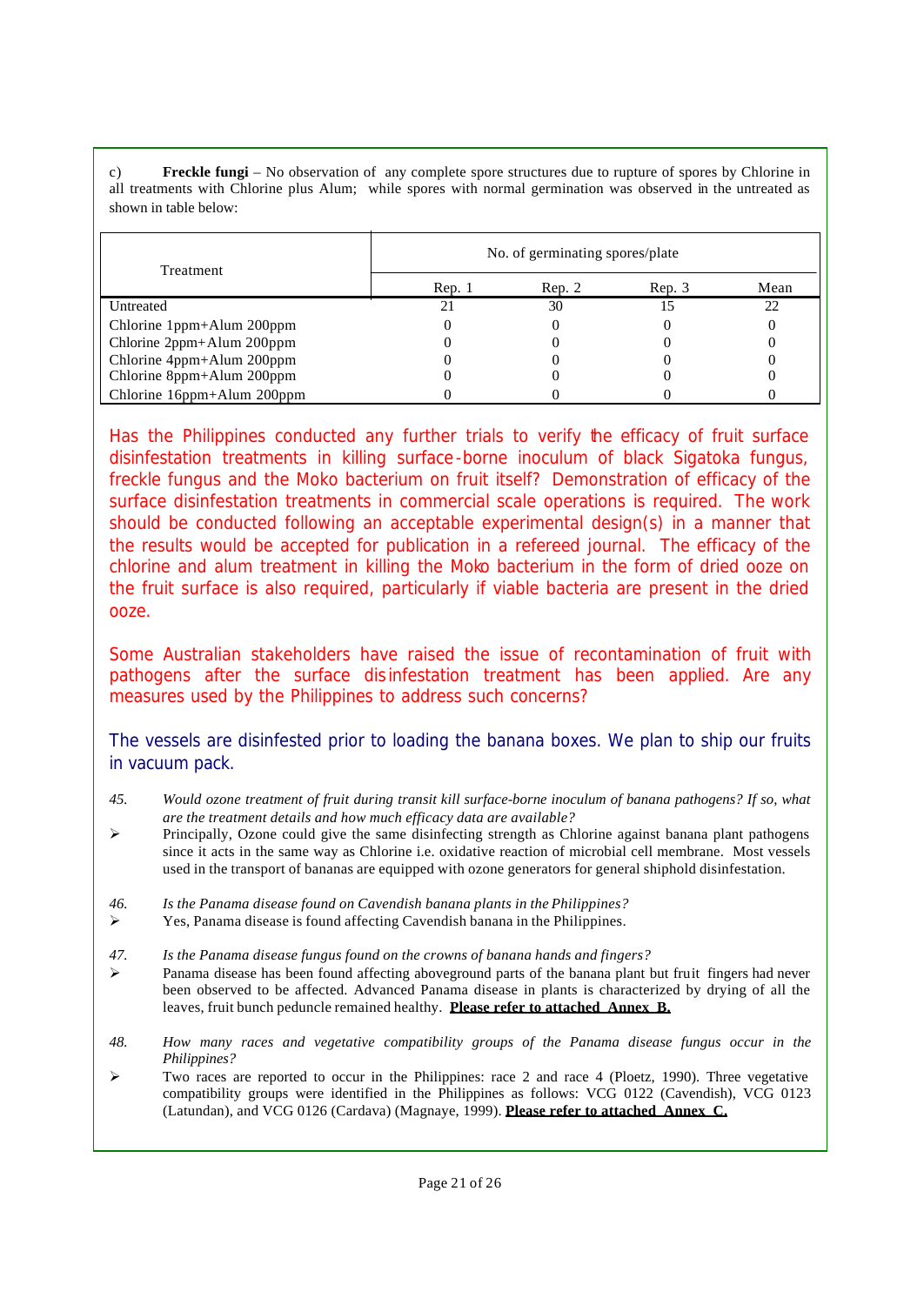c) **Freckle fungi** – No observation of any complete spore structures due to rupture of spores by Chlorine in all treatments with Chlorine plus Alum; while spores with normal germination was observed in the untreated as shown in table below:

| Treatment | No. of germinating spores/plate | | | |
|---|---|---|---|---|
| | Rep. 1 | Rep. 2 | Rep. 3 | Mean |
| Untreated | 21 | 30 | 15 | 22 |
| Chlorine 1ppm+Alum 200ppm | 0 | 0 | 0 | 0 |
| Chlorine 2ppm+Alum 200ppm | 0 | 0 | 0 | 0 |
| Chlorine 4ppm+Alum 200ppm | 0 | 0 | 0 | 0 |
| Chlorine 8ppm+Alum 200ppm | 0 | 0 | 0 | 0 |
| Chlorine 16ppm+Alum 200ppm | 0 | 0 | 0 | 0 |

Has the Philippines conducted any further trials to verify the efficacy of fruit surface disinfestation treatments in killing surface-borne inoculum of black Sigatoka fungus, freckle fungus and the Moko bacterium on fruit itself? Demonstration of efficacy of the surface disinfestation treatments in commercial scale operations is required. The work should be conducted following an acceptable experimental design(s) in a manner that the results would be accepted for publication in a refereed journal. The efficacy of the chlorine and alum treatment in killing the Moko bacterium in the form of dried ooze on the fruit surface is also required, particularly if viable bacteria are present in the dried ooze.

Some Australian stakeholders have raised the issue of recontamination of fruit with pathogens after the surface disinfestation treatment has been applied. Are any measures used by the Philippines to address such concerns?

The vessels are disinfested prior to loading the banana boxes. We plan to ship our fruits in vacuum pack.

45. *Would ozone treatment of fruit during transit kill surface-borne inoculum of banana pathogens? If so, what are the treatment details and how much efficacy data are available?*
  - Principally, Ozone could give the same disinfecting strength as Chlorine against banana plant pathogens since it acts in the same way as Chlorine i.e. oxidative reaction of microbial cell membrane. Most vessels used in the transport of bananas are equipped with ozone generators for general shiphold disinfestation.

46. *Is the Panama disease found on Cavendish banana plants in the Philippines?*
  - Yes, Panama disease is found affecting Cavendish banana in the Philippines.

47. *Is the Panama disease fungus found on the crowns of banana hands and fingers?*
  - Panama disease has been found affecting aboveground parts of the banana plant but fruit fingers had never been observed to be affected. Advanced Panama disease in plants is characterized by drying of all the leaves, fruit bunch peduncle remained healthy. **Please refer to attached Annex B.**

48. *How many races and vegetative compatibility groups of the Panama disease fungus occur in the Philippines?*
  - Two races are reported to occur in the Philippines: race 2 and race 4 (Ploetz, 1990). Three vegetative compatibility groups were identified in the Philippines as follows: VCG 0122 (Cavendish), VCG 0123 (Latundan), and VCG 0126 (Cardava) (Magnaye, 1999). **Please refer to attached Annex C.**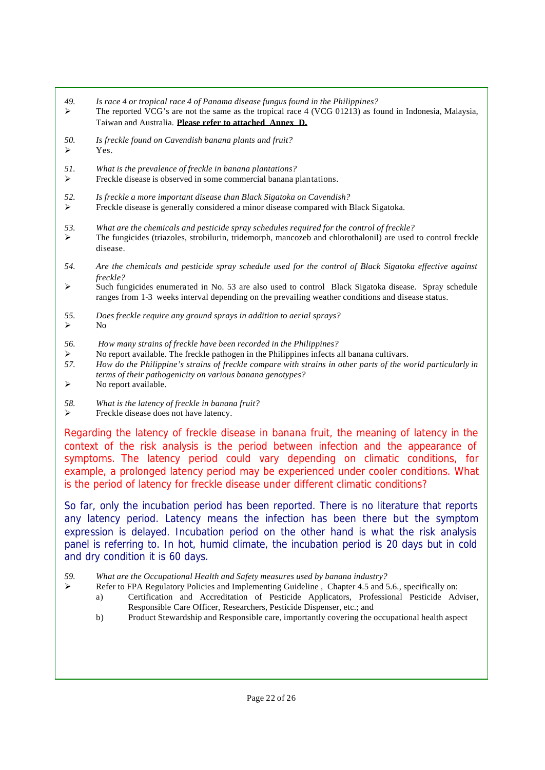49. *Is race 4 or tropical race 4 of Panama disease fungus found in the Philippines?*
➢ The reported VCG's are not the same as the tropical race 4 (VCG 01213) as found in Indonesia, Malaysia, Taiwan and Australia. **Please refer to attached Annex D.**

50. *Is freckle found on Cavendish banana plants and fruit?*
➢ Yes.

51. *What is the prevalence of freckle in banana plantations?*
➢ Freckle disease is observed in some commercial banana plantations.

52. *Is freckle a more important disease than Black Sigatoka on Cavendish?*
➢ Freckle disease is generally considered a minor disease compared with Black Sigatoka.

53. *What are the chemicals and pesticide spray schedules required for the control of freckle?*
➢ The fungicides (triazoles, strobilurin, tridemorph, mancozeb and chlorothalonil) are used to control freckle disease.

54. *Are the chemicals and pesticide spray schedule used for the control of Black Sigatoka effective against freckle?*
➢ Such fungicides enumerated in No. 53 are also used to control Black Sigatoka disease. Spray schedule ranges from 1-3 weeks interval depending on the prevailing weather conditions and disease status.

55. *Does freckle require any ground sprays in addition to aerial sprays?*
➢ No

56. *How many strains of freckle have been recorded in the Philippines?*
➢ No report available. The freckle pathogen in the Philippines infects all banana cultivars.

57. *How do the Philippine's strains of freckle compare with strains in other parts of the world particularly in terms of their pathogenicity on various banana genotypes?*
➢ No report available.

58. *What is the latency of freckle in banana fruit?*
➢ Freckle disease does not have latency.

Regarding the latency of freckle disease in banana fruit, the meaning of latency in the context of the risk analysis is the period between infection and the appearance of symptoms. The latency period could vary depending on climatic conditions, for example, a prolonged latency period may be experienced under cooler conditions. What is the period of latency for freckle disease under different climatic conditions?

So far, only the incubation period has been reported. There is no literature that reports any latency period. Latency means the infection has been there but the symptom expression is delayed. Incubation period on the other hand is what the risk analysis panel is referring to. In hot, humid climate, the incubation period is 20 days but in cold and dry condition it is 60 days.

59. *What are the Occupational Health and Safety measures used by banana industry?*
➢ Refer to FPA Regulatory Policies and Implementing Guideline , Chapter 4.5 and 5.6., specifically on:
   a) Certification and Accreditation of Pesticide Applicators, Professional Pesticide Adviser, Responsible Care Officer, Researchers, Pesticide Dispenser, etc.; and
   b) Product Stewardship and Responsible care, importantly covering the occupational health aspect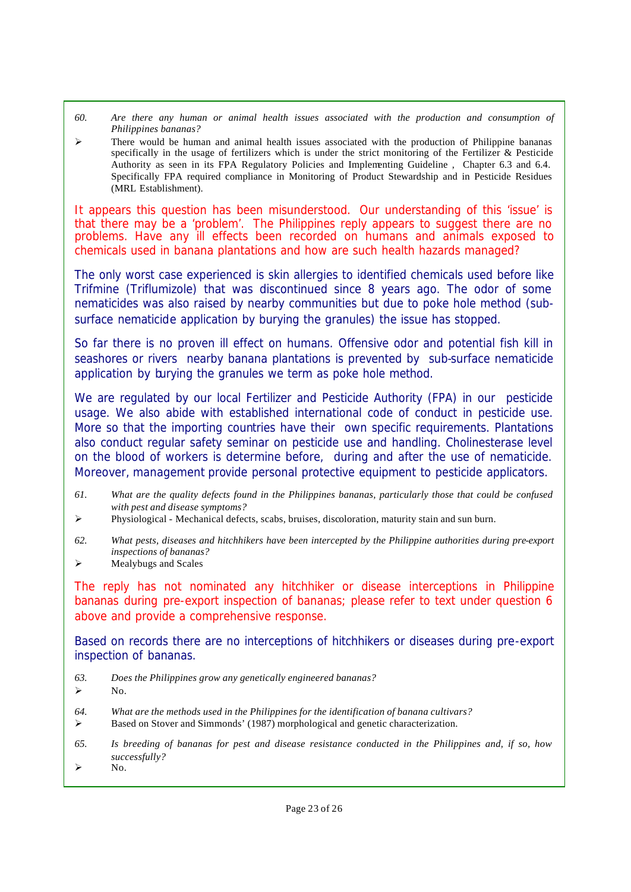60. *Are there any human or animal health issues associated with the production and consumption of Philippines bananas?*

➢ There would be human and animal health issues associated with the production of Philippine bananas specifically in the usage of fertilizers which is under the strict monitoring of the Fertilizer & Pesticide Authority as seen in its FPA Regulatory Policies and Implementing Guideline , Chapter 6.3 and 6.4. Specifically FPA required compliance in Monitoring of Product Stewardship and in Pesticide Residues (MRL Establishment).

It appears this question has been misunderstood. Our understanding of this 'issue' is that there may be a 'problem'. The Philippines reply appears to suggest there are no problems. Have any ill effects been recorded on humans and animals exposed to chemicals used in banana plantations and how are such health hazards managed?

The only worst case experienced is skin allergies to identified chemicals used before like Trifmine (Triflumizole) that was discontinued since 8 years ago. The odor of some nematicides was also raised by nearby communities but due to poke hole method (sub-surface nematicide application by burying the granules) the issue has stopped.

So far there is no proven ill effect on humans. Offensive odor and potential fish kill in seashores or rivers nearby banana plantations is prevented by sub-surface nematicide application by burying the granules we term as poke hole method.

We are regulated by our local Fertilizer and Pesticide Authority (FPA) in our pesticide usage. We also abide with established international code of conduct in pesticide use. More so that the importing countries have their own specific requirements. Plantations also conduct regular safety seminar on pesticide use and handling. Cholinesterase level on the blood of workers is determine before, during and after the use of nematicide. Moreover, management provide personal protective equipment to pesticide applicators.

61. *What are the quality defects found in the Philippines bananas, particularly those that could be confused with pest and disease symptoms?*

➢ Physiological - Mechanical defects, scabs, bruises, discoloration, maturity stain and sun burn.

62. *What pests, diseases and hitchhikers have been intercepted by the Philippine authorities during pre-export inspections of bananas?*

➢ Mealybugs and Scales

The reply has not nominated any hitchhiker or disease interceptions in Philippine bananas during pre-export inspection of bananas; please refer to text under question 6 above and provide a comprehensive response.

Based on records there are no interceptions of hitchhikers or diseases during pre-export inspection of bananas.

63. *Does the Philippines grow any genetically engineered bananas?*

➢ No.

64. *What are the methods used in the Philippines for the identification of banana cultivars?*

➢ Based on Stover and Simmonds' (1987) morphological and genetic characterization.

65. *Is breeding of bananas for pest and disease resistance conducted in the Philippines and, if so, how successfully?*

➢ No.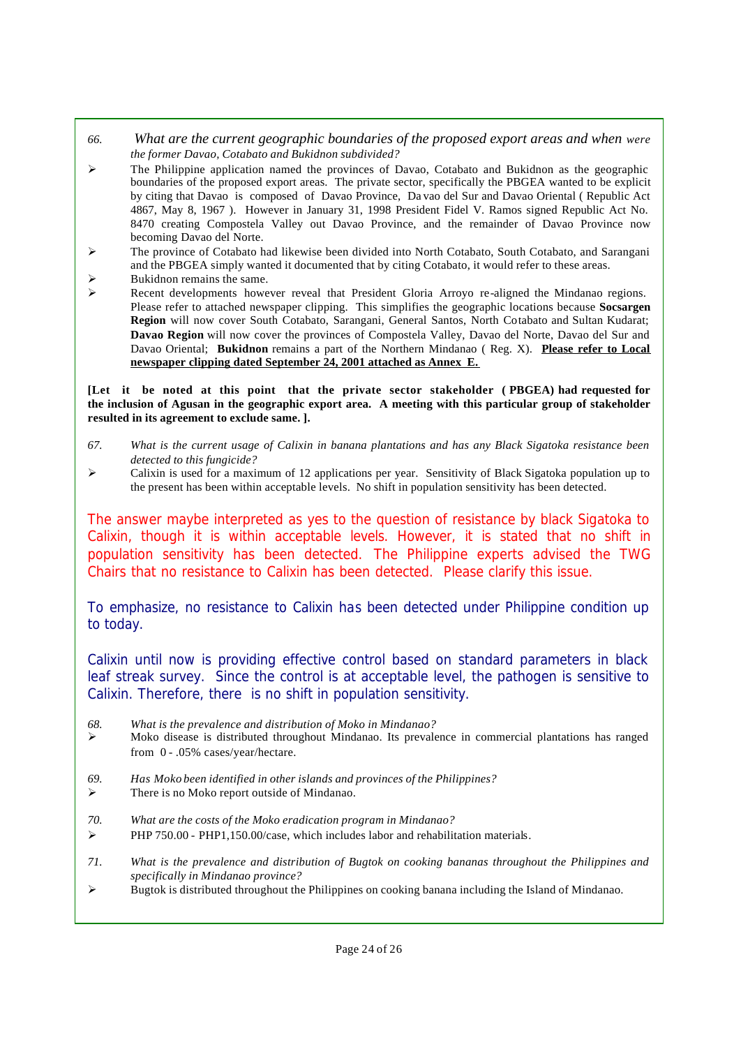66. *What are the current geographic boundaries of the proposed export areas and when were the former Davao, Cotabato and Bukidnon subdivided?*

- The Philippine application named the provinces of Davao, Cotabato and Bukidnon as the geographic boundaries of the proposed export areas. The private sector, specifically the PBGEA wanted to be explicit by citing that Davao is composed of Davao Province, Davao del Sur and Davao Oriental ( Republic Act 4867, May 8, 1967 ). However in January 31, 1998 President Fidel V. Ramos signed Republic Act No. 8470 creating Compostela Valley out Davao Province, and the remainder of Davao Province now becoming Davao del Norte.
- The province of Cotabato had likewise been divided into North Cotabato, South Cotabato, and Sarangani and the PBGEA simply wanted it documented that by citing Cotabato, it would refer to these areas.
- Bukidnon remains the same.
- Recent developments however reveal that President Gloria Arroyo re-aligned the Mindanao regions. Please refer to attached newspaper clipping. This simplifies the geographic locations because **Socsargen Region** will now cover South Cotabato, Sarangani, General Santos, North Cotabato and Sultan Kudarat; **Davao Region** will now cover the provinces of Compostela Valley, Davao del Norte, Davao del Sur and Davao Oriental; **Bukidnon** remains a part of the Northern Mindanao ( Reg. X). **<u>Please refer to Local newspaper clipping dated September 24, 2001 attached as Annex E.</u>**

**[Let it be noted at this point that the private sector stakeholder ( PBGEA) had requested for the inclusion of Agusan in the geographic export area. A meeting with this particular group of stakeholder resulted in its agreement to exclude same. ].**

67. *What is the current usage of Calixin in banana plantations and has any Black Sigatoka resistance been detected to this fungicide?*

- Calixin is used for a maximum of 12 applications per year. Sensitivity of Black Sigatoka population up to the present has been within acceptable levels. No shift in population sensitivity has been detected.

The answer maybe interpreted as yes to the question of resistance by black Sigatoka to Calixin, though it is within acceptable levels. However, it is stated that no shift in population sensitivity has been detected. The Philippine experts advised the TWG Chairs that no resistance to Calixin has been detected. Please clarify this issue.

To emphasize, no resistance to Calixin has been detected under Philippine condition up to today.

Calixin until now is providing effective control based on standard parameters in black leaf streak survey. Since the control is at acceptable level, the pathogen is sensitive to Calixin. Therefore, there is no shift in population sensitivity.

68. *What is the prevalence and distribution of Moko in Mindanao?*

- Moko disease is distributed throughout Mindanao. Its prevalence in commercial plantations has ranged from 0 - .05% cases/year/hectare.

69. *Has Moko been identified in other islands and provinces of the Philippines?*

- There is no Moko report outside of Mindanao.

70. *What are the costs of the Moko eradication program in Mindanao?*

- PHP 750.00 - PHP1,150.00/case, which includes labor and rehabilitation materials.

71. *What is the prevalence and distribution of Bugtok on cooking bananas throughout the Philippines and specifically in Mindanao province?*

- Bugtok is distributed throughout the Philippines on cooking banana including the Island of Mindanao.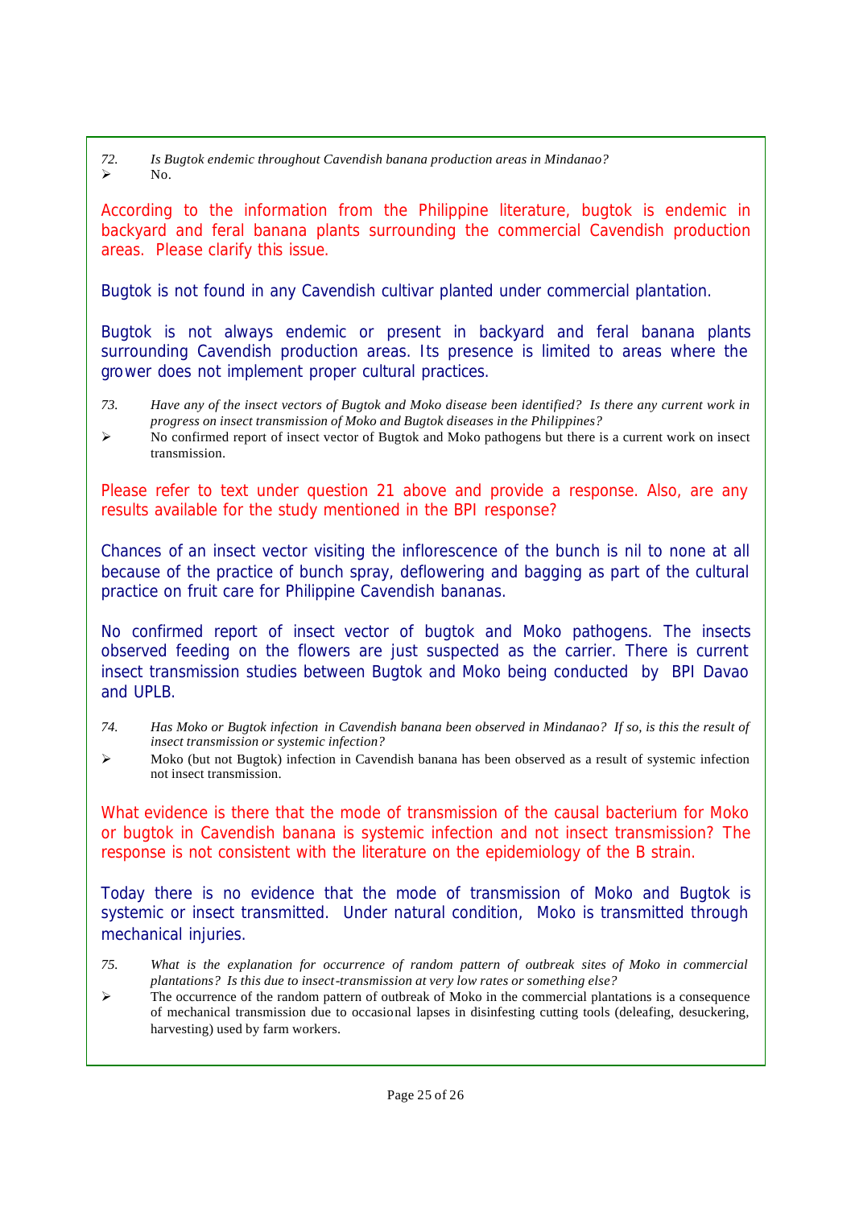72. *Is Bugtok endemic throughout Cavendish banana production areas in Mindanao?*

➢ No.

According to the information from the Philippine literature, bugtok is endemic in backyard and feral banana plants surrounding the commercial Cavendish production areas. Please clarify this issue.

Bugtok is not found in any Cavendish cultivar planted under commercial plantation.

Bugtok is not always endemic or present in backyard and feral banana plants surrounding Cavendish production areas. Its presence is limited to areas where the grower does not implement proper cultural practices.

73. *Have any of the insect vectors of Bugtok and Moko disease been identified? Is there any current work in progress on insect transmission of Moko and Bugtok diseases in the Philippines?*

➢ No confirmed report of insect vector of Bugtok and Moko pathogens but there is a current work on insect transmission.

Please refer to text under question 21 above and provide a response. Also, are any results available for the study mentioned in the BPI response?

Chances of an insect vector visiting the inflorescence of the bunch is nil to none at all because of the practice of bunch spray, deflowering and bagging as part of the cultural practice on fruit care for Philippine Cavendish bananas.

No confirmed report of insect vector of bugtok and Moko pathogens. The insects observed feeding on the flowers are just suspected as the carrier. There is current insect transmission studies between Bugtok and Moko being conducted by BPI Davao and UPLB.

74. *Has Moko or Bugtok infection in Cavendish banana been observed in Mindanao? If so, is this the result of insect transmission or systemic infection?*

➢ Moko (but not Bugtok) infection in Cavendish banana has been observed as a result of systemic infection not insect transmission.

What evidence is there that the mode of transmission of the causal bacterium for Moko or bugtok in Cavendish banana is systemic infection and not insect transmission? The response is not consistent with the literature on the epidemiology of the B strain.

Today there is no evidence that the mode of transmission of Moko and Bugtok is systemic or insect transmitted. Under natural condition, Moko is transmitted through mechanical injuries.

75. *What is the explanation for occurrence of random pattern of outbreak sites of Moko in commercial plantations? Is this due to insect-transmission at very low rates or something else?*

➢ The occurrence of the random pattern of outbreak of Moko in the commercial plantations is a consequence of mechanical transmission due to occasional lapses in disinfesting cutting tools (deleafing, desuckering, harvesting) used by farm workers.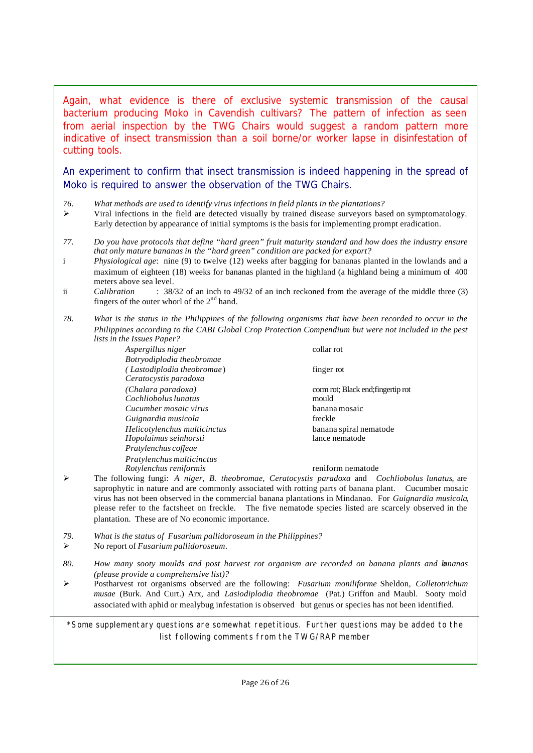Again, what evidence is there of exclusive systemic transmission of the causal bacterium producing Moko in Cavendish cultivars? The pattern of infection as seen from aerial inspection by the TWG Chairs would suggest a random pattern more indicative of insect transmission than a soil borne/or worker lapse in disinfestation of cutting tools.

An experiment to confirm that insect transmission is indeed happening in the spread of Moko is required to answer the observation of the TWG Chairs.

76. *What methods are used to identify virus infections in field plants in the plantations?*

➢ Viral infections in the field are detected visually by trained disease surveyors based on symptomatology. Early detection by appearance of initial symptoms is the basis for implementing prompt eradication.

77. *Do you have protocols that define "hard green" fruit maturity standard and how does the industry ensure that only mature bananas in the "hard green" condition are packed for export?*

i *Physiological age*: nine (9) to twelve (12) weeks after bagging for bananas planted in the lowlands and a maximum of eighteen (18) weeks for bananas planted in the highland (a highland being a minimum of 400 meters above sea level.

ii *Calibration* : 38/32 of an inch to 49/32 of an inch reckoned from the average of the middle three (3) fingers of the outer whorl of the 2nd hand.

78. *What is the status in the Philippines of the following organisms that have been recorded to occur in the Philippines according to the CABI Global Crop Protection Compendium but were not included in the pest lists in the Issues Paper?*

| | |
|---|---|
| *Aspergillus niger* | collar rot |
| *Botryodiplodia theobromae (Lastodiplodia theobromae)* | finger rot |
| *Ceratocystis paradoxa (Chalara paradoxa)* | corm rot; Black end;fingertip rot |
| *Cochliobolus lunatus* | mould |
| *Cucumber mosaic virus* | banana mosaic |
| *Guignardia musicola* | freckle |
| *Helicotylenchus multicinctus* | banana spiral nematode |
| *Hopolaimus seinhorsti* | lance nematode |
| *Pratylenchus coffeae* | |
| *Pratylenchus multicinctus* | |
| *Rotylenchus reniformis* | reniform nematode |

➢ The following fungi: *A niger, B. theobromae, Ceratocystis paradoxa* and *Cochliobolus lunatus*, are saprophytic in nature and are commonly associated with rotting parts of banana plant. Cucumber mosaic virus has not been observed in the commercial banana plantations in Mindanao. For *Guignardia musicola*, please refer to the factsheet on freckle. The five nematode species listed are scarcely observed in the plantation. These are of No economic importance.

79. *What is the status of Fusarium pallidoroseum in the Philippines?*

➢ No report of *Fusarium pallidoroseum*.

80. *How many sooty moulds and post harvest rot organism are recorded on banana plants and bananas (please provide a comprehensive list)?*

➢ Postharvest rot organisms observed are the following: *Fusarium moniliforme* Sheldon, *Colletotrichum musae* (Burk. And Curt.) Arx, and *Lasiodiplodia theobromae* (Pat.) Griffon and Maubl. Sooty mold associated with aphid or mealybug infestation is observed but genus or species has not been identified.

*Some supplementary questions are somewhat repetitious. Further questions may be added to the list following comments from the TWG/RAP member